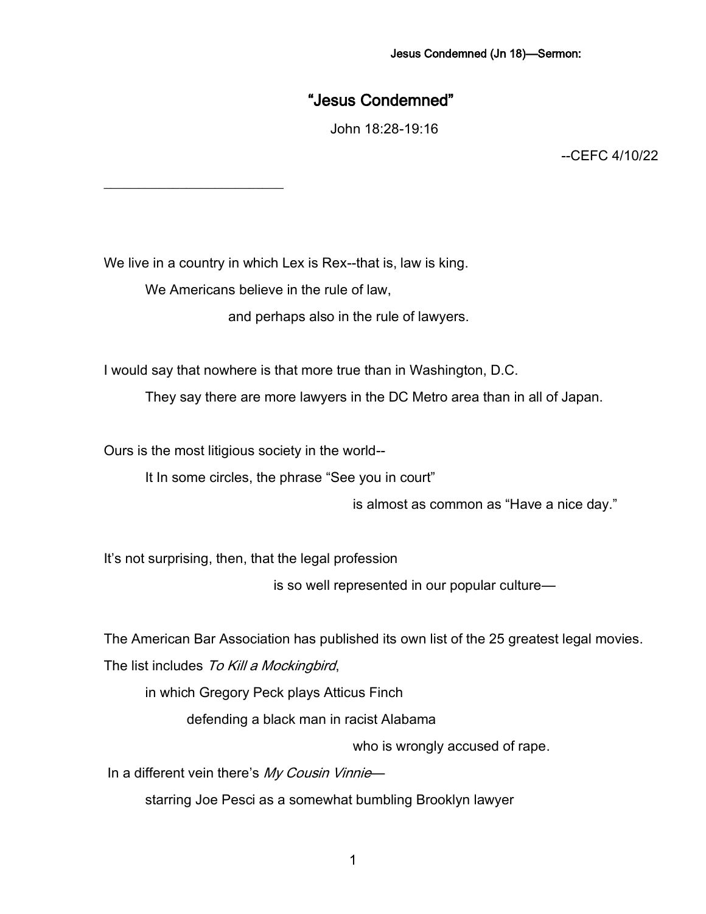# "Jesus Condemned"

John 18:28-19:16

--CEFC 4/10/22

---

We live in a country in which Lex is Rex--that is, law is king.

We Americans believe in the rule of law,

and perhaps also in the rule of lawyers.

I would say that nowhere is that more true than in Washington, D.C.

They say there are more lawyers in the DC Metro area than in all of Japan.

Ours is the most litigious society in the world--

It In some circles, the phrase "See you in court"

is almost as common as "Have a nice day."

It's not surprising, then, that the legal profession

is so well represented in our popular culture—

The American Bar Association has published its own list of the 25 greatest legal movies.

The list includes *To Kill a Mockingbird*,

in which Gregory Peck plays Atticus Finch

defending a black man in racist Alabama

who is wrongly accused of rape.

In a different vein there's *My Cousin Vinnie*—

starring Joe Pesci as a somewhat bumbling Brooklyn lawyer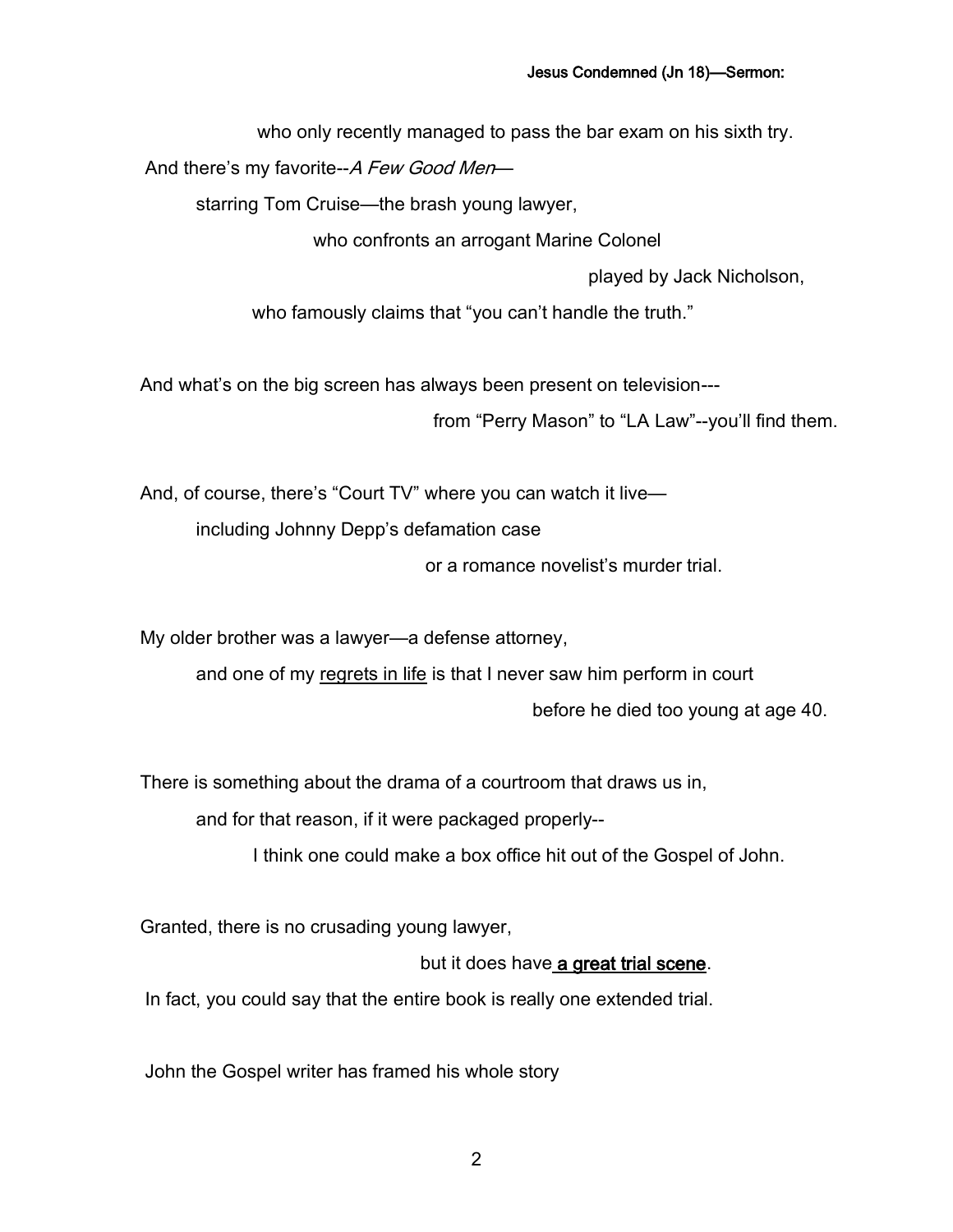who only recently managed to pass the bar exam on his sixth try.

And there's my favorite--*A Few Good Men*—

starring Tom Cruise—the brash young lawyer,

who confronts an arrogant Marine Colonel

played by Jack Nicholson,

who famously claims that "you can't handle the truth."

And what's on the big screen has always been present on television---

from "Perry Mason" to "LA Law"--you'll find them.

And, of course, there's "Court TV" where you can watch it live—

including Johnny Depp's defamation case

or a romance novelist's murder trial.

My older brother was a lawyer—a defense attorney,

and one of my <u>regrets in life</u> is that I never saw him perform in court

before he died too young at age 40.

There is something about the drama of a courtroom that draws us in,

and for that reason, if it were packaged properly--

I think one could make a box office hit out of the Gospel of John.

Granted, there is no crusading young lawyer,

but it does have **<u>a great trial scene</u>**.

In fact, you could say that the entire book is really one extended trial.

John the Gospel writer has framed his whole story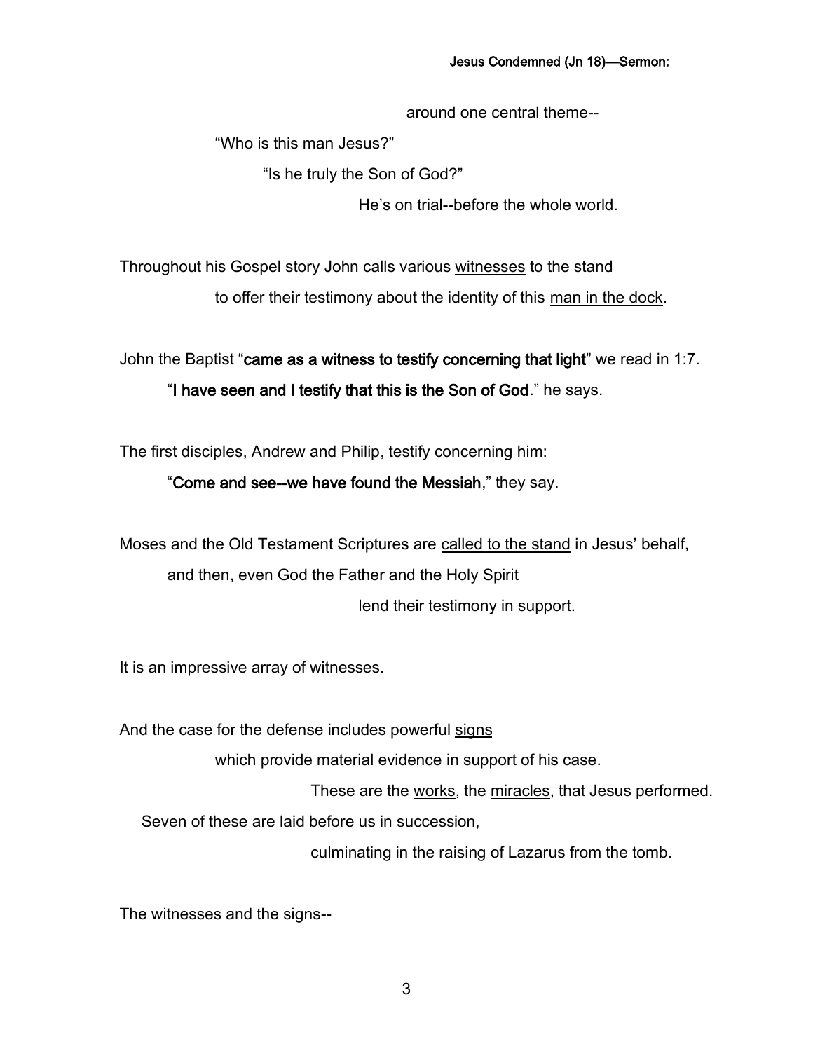around one central theme--

"Who is this man Jesus?"

"Is he truly the Son of God?"

He's on trial--before the whole world.

Throughout his Gospel story John calls various <u>witnesses</u> to the stand to offer their testimony about the identity of this <u>man in the dock</u>.

John the Baptist "**came as a witness to testify concerning that light**" we read in 1:7.

"**I have seen and I testify that this is the Son of God**." he says.

The first disciples, Andrew and Philip, testify concerning him:

"**Come and see--we have found the Messiah**," they say.

Moses and the Old Testament Scriptures are <u>called to the stand</u> in Jesus' behalf, and then, even God the Father and the Holy Spirit lend their testimony in support.

It is an impressive array of witnesses.

And the case for the defense includes powerful <u>signs</u> which provide material evidence in support of his case.

These are the <u>works</u>, the <u>miracles</u>, that Jesus performed.

Seven of these are laid before us in succession, culminating in the raising of Lazarus from the tomb.

The witnesses and the signs--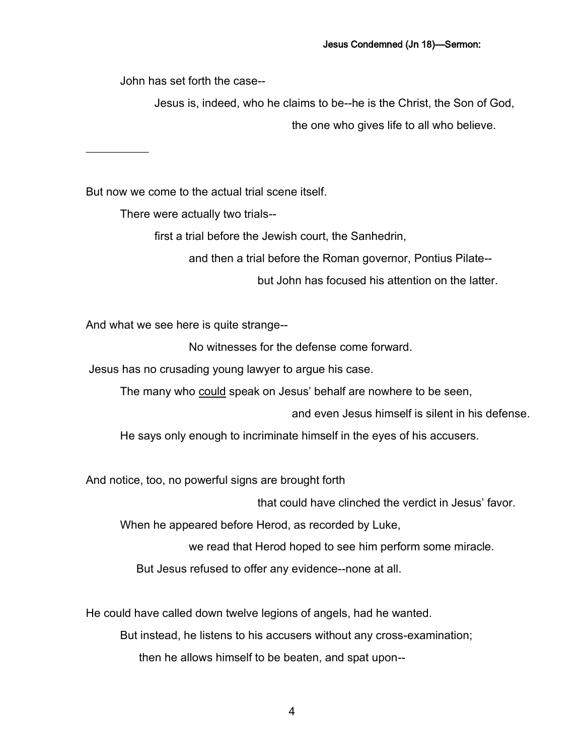John has set forth the case--

Jesus is, indeed, who he claims to be--he is the Christ, the Son of God,

the one who gives life to all who believe.

__________

But now we come to the actual trial scene itself.

There were actually two trials--

first a trial before the Jewish court, the Sanhedrin,

and then a trial before the Roman governor, Pontius Pilate--

but John has focused his attention on the latter.

And what we see here is quite strange--

No witnesses for the defense come forward.

Jesus has no crusading young lawyer to argue his case.

The many who <u>could</u> speak on Jesus' behalf are nowhere to be seen,

and even Jesus himself is silent in his defense.

He says only enough to incriminate himself in the eyes of his accusers.

And notice, too, no powerful signs are brought forth

that could have clinched the verdict in Jesus' favor.

When he appeared before Herod, as recorded by Luke,

we read that Herod hoped to see him perform some miracle.

But Jesus refused to offer any evidence--none at all.

He could have called down twelve legions of angels, had he wanted.

But instead, he listens to his accusers without any cross-examination;

then he allows himself to be beaten, and spat upon--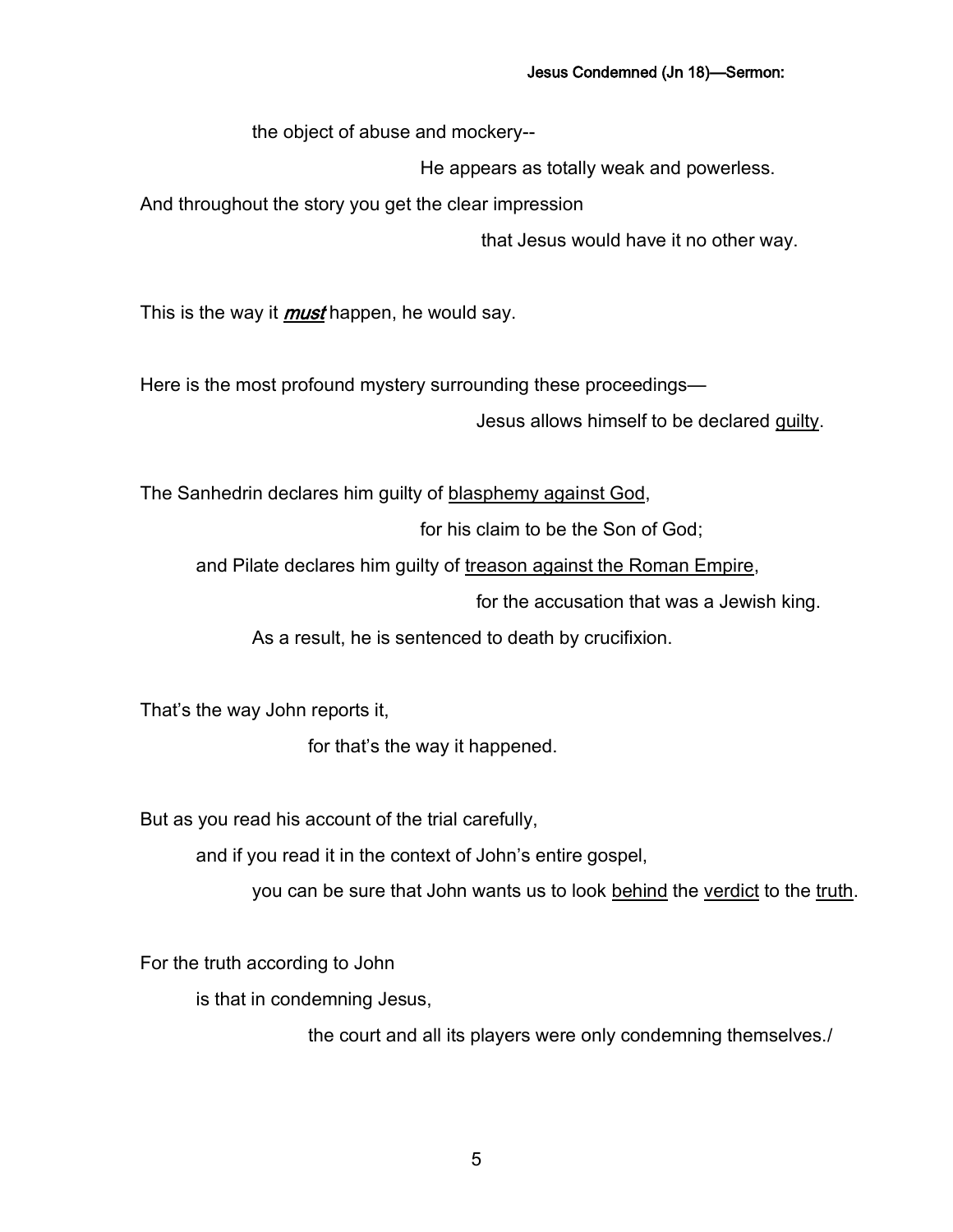the object of abuse and mockery--

He appears as totally weak and powerless.

And throughout the story you get the clear impression

that Jesus would have it no other way.

This is the way it ***must*** happen, he would say.

Here is the most profound mystery surrounding these proceedings—

Jesus allows himself to be declared <u>guilty</u>.

The Sanhedrin declares him guilty of <u>blasphemy against God</u>,

for his claim to be the Son of God;

and Pilate declares him guilty of <u>treason against the Roman Empire</u>,

for the accusation that was a Jewish king.

As a result, he is sentenced to death by crucifixion.

That's the way John reports it,

for that's the way it happened.

But as you read his account of the trial carefully,

and if you read it in the context of John's entire gospel,

you can be sure that John wants us to look <u>behind</u> the <u>verdict</u> to the <u>truth</u>.

For the truth according to John

is that in condemning Jesus,

the court and all its players were only condemning themselves./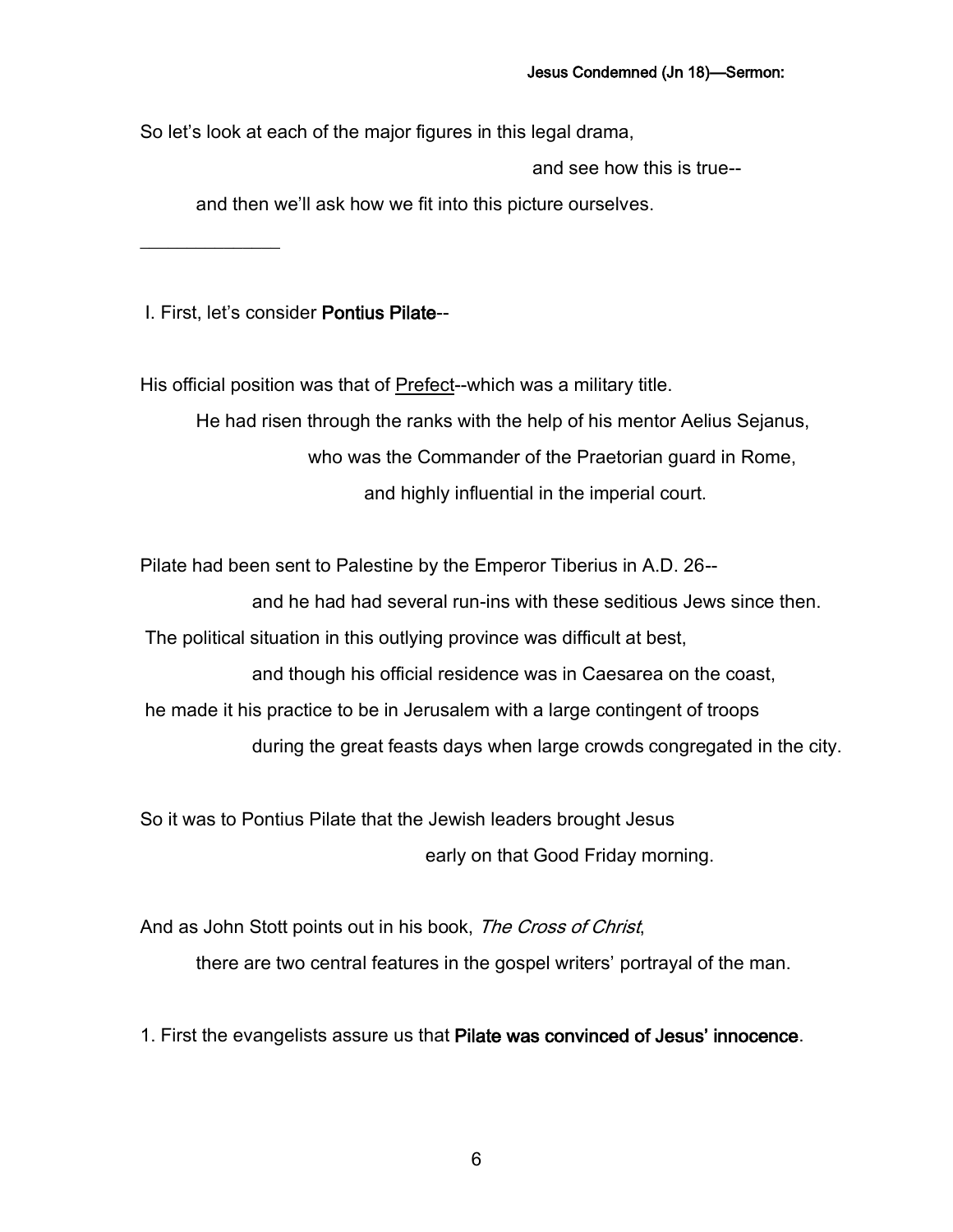So let's look at each of the major figures in this legal drama,

and see how this is true--

and then we'll ask how we fit into this picture ourselves.

---

I. First, let's consider **Pontius Pilate**--

His official position was that of Prefect--which was a military title.

He had risen through the ranks with the help of his mentor Aelius Sejanus,

who was the Commander of the Praetorian guard in Rome,

and highly influential in the imperial court.

Pilate had been sent to Palestine by the Emperor Tiberius in A.D. 26--

and he had had several run-ins with these seditious Jews since then.

The political situation in this outlying province was difficult at best,

and though his official residence was in Caesarea on the coast,

he made it his practice to be in Jerusalem with a large contingent of troops

during the great feasts days when large crowds congregated in the city.

So it was to Pontius Pilate that the Jewish leaders brought Jesus

early on that Good Friday morning.

And as John Stott points out in his book, *The Cross of Christ*,

there are two central features in the gospel writers' portrayal of the man.

1. First the evangelists assure us that **Pilate was convinced of Jesus' innocence**.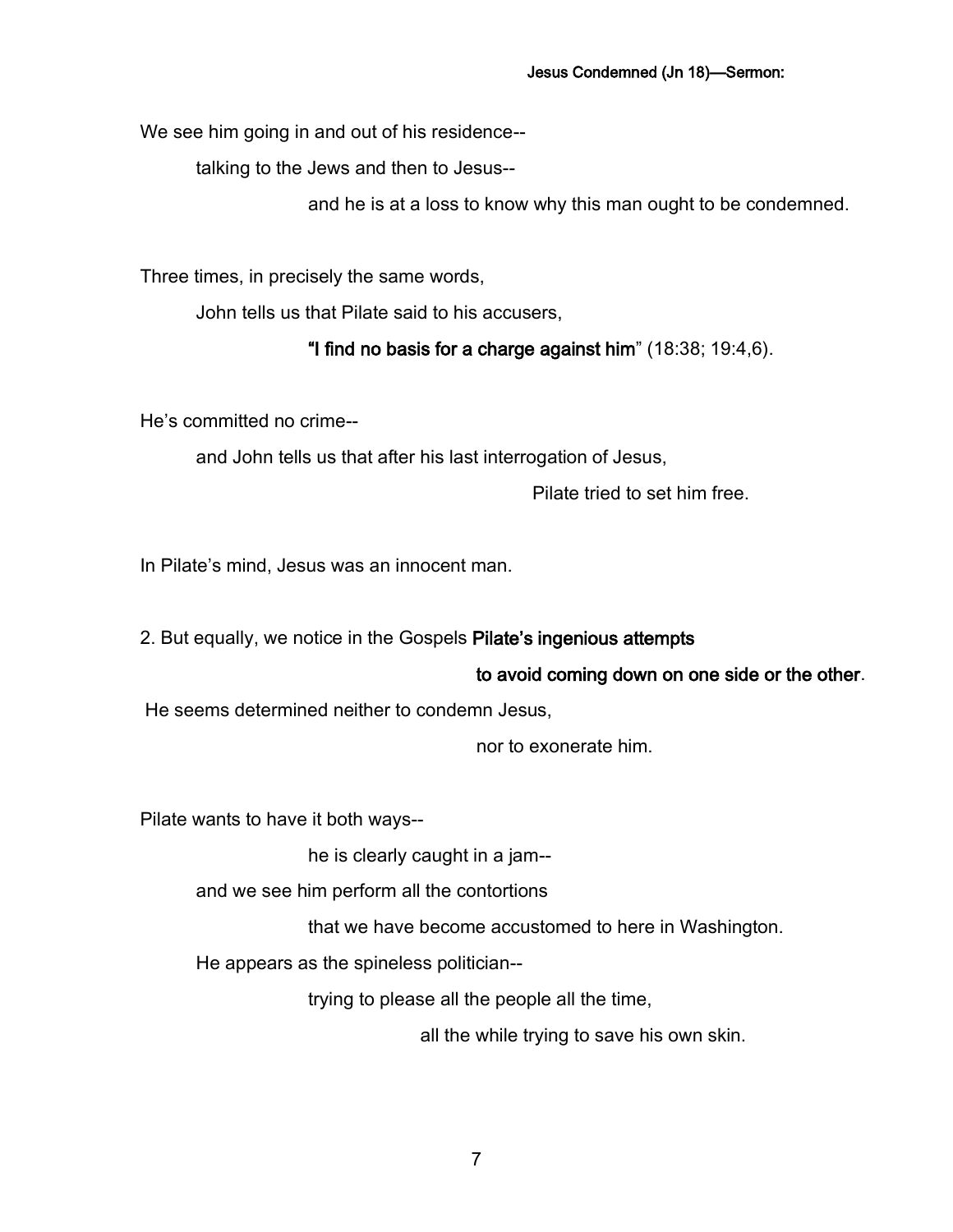We see him going in and out of his residence--

talking to the Jews and then to Jesus--

and he is at a loss to know why this man ought to be condemned.

Three times, in precisely the same words,

John tells us that Pilate said to his accusers,

**"I find no basis for a charge against him**" (18:38; 19:4,6).

He's committed no crime--

and John tells us that after his last interrogation of Jesus,

Pilate tried to set him free.

In Pilate's mind, Jesus was an innocent man.

2. But equally, we notice in the Gospels **Pilate's ingenious attempts to avoid coming down on one side or the other**.

He seems determined neither to condemn Jesus,

nor to exonerate him.

Pilate wants to have it both ways--

he is clearly caught in a jam--

and we see him perform all the contortions

that we have become accustomed to here in Washington.

He appears as the spineless politician--

trying to please all the people all the time,

all the while trying to save his own skin.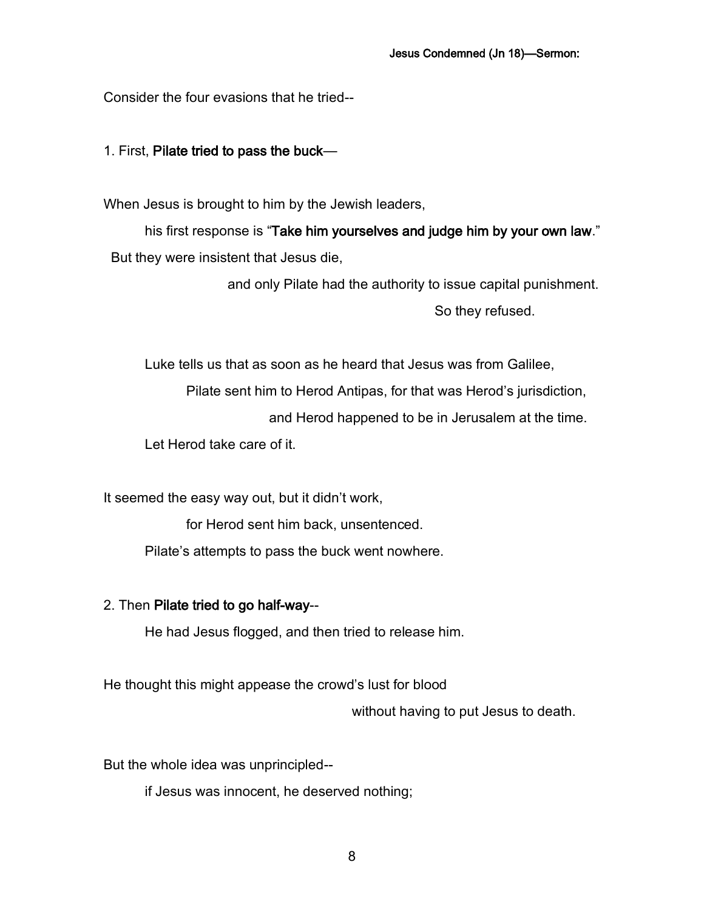Consider the four evasions that he tried--

1. First, **Pilate tried to pass the buck**—

When Jesus is brought to him by the Jewish leaders,

his first response is "**Take him yourselves and judge him by your own law**."

But they were insistent that Jesus die,

and only Pilate had the authority to issue capital punishment.

So they refused.

Luke tells us that as soon as he heard that Jesus was from Galilee,

Pilate sent him to Herod Antipas, for that was Herod's jurisdiction,

and Herod happened to be in Jerusalem at the time.

Let Herod take care of it.

It seemed the easy way out, but it didn't work,

for Herod sent him back, unsentenced.

Pilate's attempts to pass the buck went nowhere.

2. Then **Pilate tried to go half-way**--

He had Jesus flogged, and then tried to release him.

He thought this might appease the crowd's lust for blood

without having to put Jesus to death.

But the whole idea was unprincipled--

if Jesus was innocent, he deserved nothing;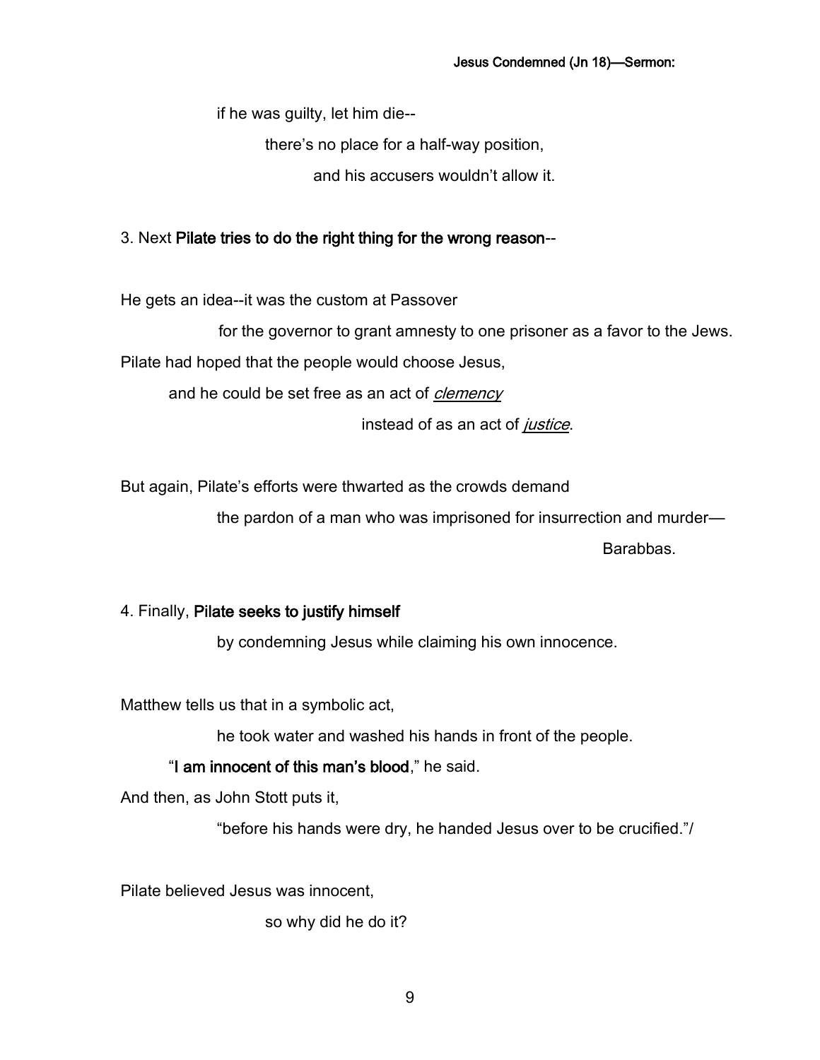if he was guilty, let him die--

there's no place for a half-way position,

and his accusers wouldn't allow it.

3. Next **Pilate tries to do the right thing for the wrong reason**--

He gets an idea--it was the custom at Passover

for the governor to grant amnesty to one prisoner as a favor to the Jews.

Pilate had hoped that the people would choose Jesus,

and he could be set free as an act of *clemency*

instead of as an act of *justice*.

But again, Pilate's efforts were thwarted as the crowds demand

the pardon of a man who was imprisoned for insurrection and murder—

Barabbas.

4. Finally, **Pilate seeks to justify himself**

by condemning Jesus while claiming his own innocence.

Matthew tells us that in a symbolic act,

he took water and washed his hands in front of the people.

"**I am innocent of this man's blood**," he said.

And then, as John Stott puts it,

"before his hands were dry, he handed Jesus over to be crucified."/

Pilate believed Jesus was innocent,

so why did he do it?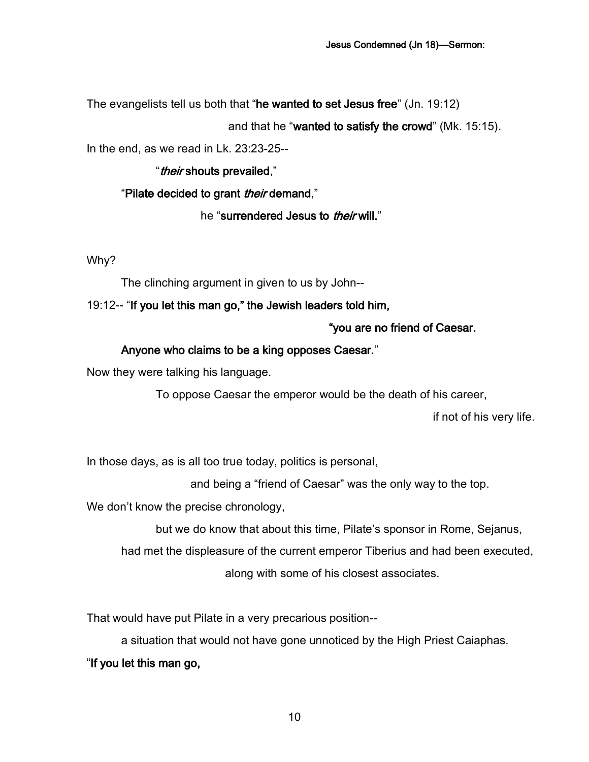The evangelists tell us both that "**he wanted to set Jesus free**" (Jn. 19:12)

and that he "**wanted to satisfy the crowd**" (Mk. 15:15).

In the end, as we read in Lk. 23:23-25--

"***their* shouts prevailed**,"

"**Pilate decided to grant *their* demand**,"

he "**surrendered Jesus to *their* will.**"

Why?

The clinching argument in given to us by John--

19:12-- "**If you let this man go," the Jewish leaders told him,**

**"you are no friend of Caesar.**

**Anyone who claims to be a king opposes Caesar.**"

Now they were talking his language.

To oppose Caesar the emperor would be the death of his career,

if not of his very life.

In those days, as is all too true today, politics is personal,

and being a "friend of Caesar" was the only way to the top.

We don't know the precise chronology,

but we do know that about this time, Pilate's sponsor in Rome, Sejanus,

had met the displeasure of the current emperor Tiberius and had been executed,

along with some of his closest associates.

That would have put Pilate in a very precarious position--

a situation that would not have gone unnoticed by the High Priest Caiaphas.

"**If you let this man go,**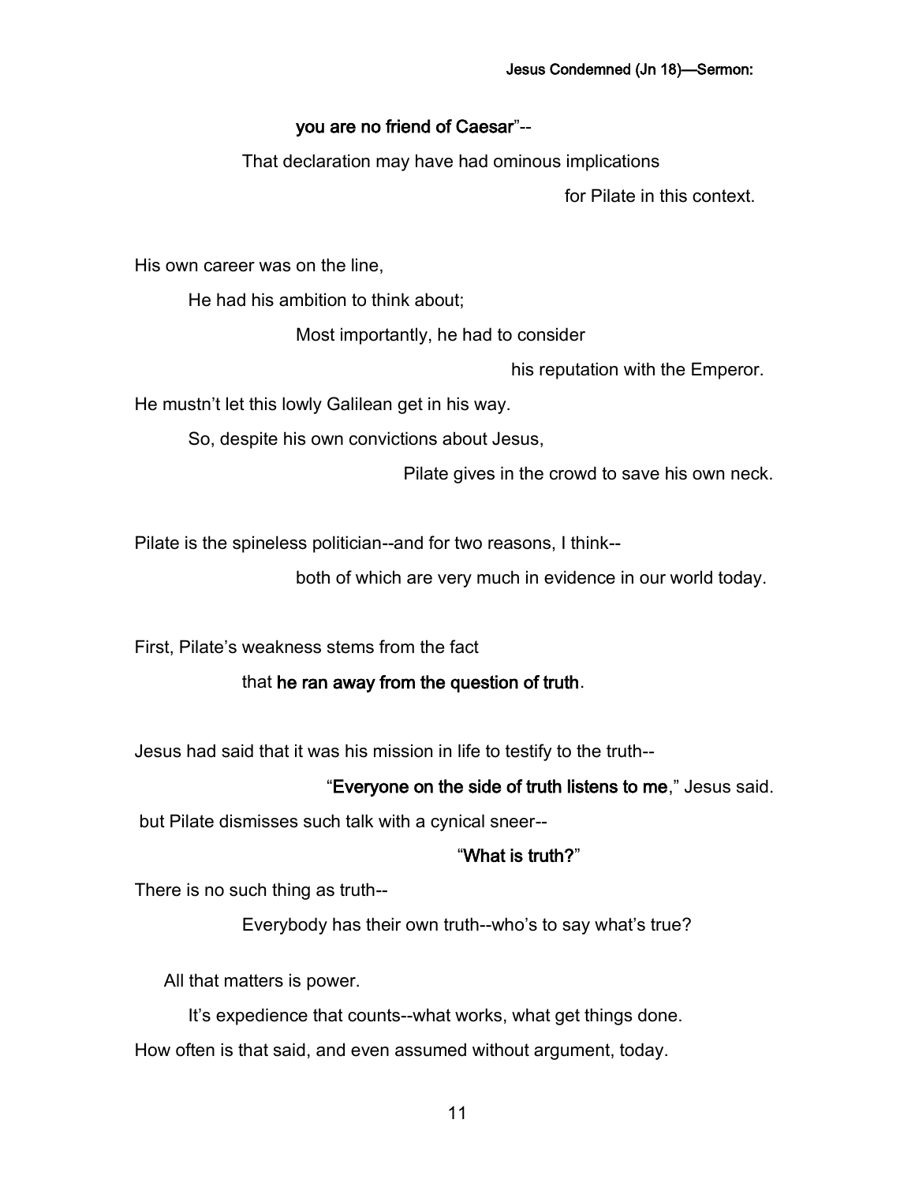**you are no friend of Caesar**"--

That declaration may have had ominous implications

for Pilate in this context.

His own career was on the line,

He had his ambition to think about;

Most importantly, he had to consider

his reputation with the Emperor.

He mustn't let this lowly Galilean get in his way.

So, despite his own convictions about Jesus,

Pilate gives in the crowd to save his own neck.

Pilate is the spineless politician--and for two reasons, I think--

both of which are very much in evidence in our world today.

First, Pilate's weakness stems from the fact

that **he ran away from the question of truth**.

Jesus had said that it was his mission in life to testify to the truth--

"**Everyone on the side of truth listens to me**," Jesus said.

but Pilate dismisses such talk with a cynical sneer--

"**What is truth?**"

There is no such thing as truth--

Everybody has their own truth--who's to say what's true?

All that matters is power.

It's expedience that counts--what works, what get things done.

How often is that said, and even assumed without argument, today.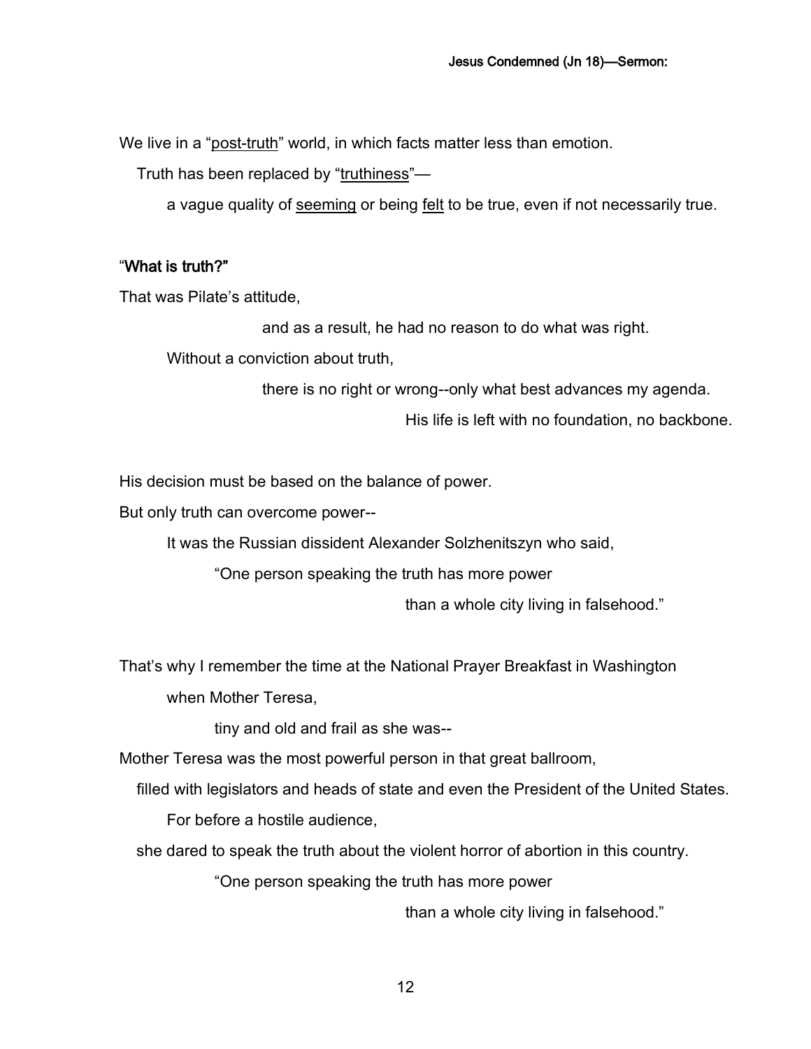We live in a "post-truth" world, in which facts matter less than emotion.

Truth has been replaced by "truthiness"—

a vague quality of seeming or being felt to be true, even if not necessarily true.

"**What is truth?**"

That was Pilate's attitude,

and as a result, he had no reason to do what was right.

Without a conviction about truth,

there is no right or wrong--only what best advances my agenda.

His life is left with no foundation, no backbone.

His decision must be based on the balance of power.

But only truth can overcome power--

It was the Russian dissident Alexander Solzhenitszyn who said,

"One person speaking the truth has more power

than a whole city living in falsehood."

That's why I remember the time at the National Prayer Breakfast in Washington

when Mother Teresa,

tiny and old and frail as she was--

Mother Teresa was the most powerful person in that great ballroom,

filled with legislators and heads of state and even the President of the United States.

For before a hostile audience,

she dared to speak the truth about the violent horror of abortion in this country.

"One person speaking the truth has more power

than a whole city living in falsehood."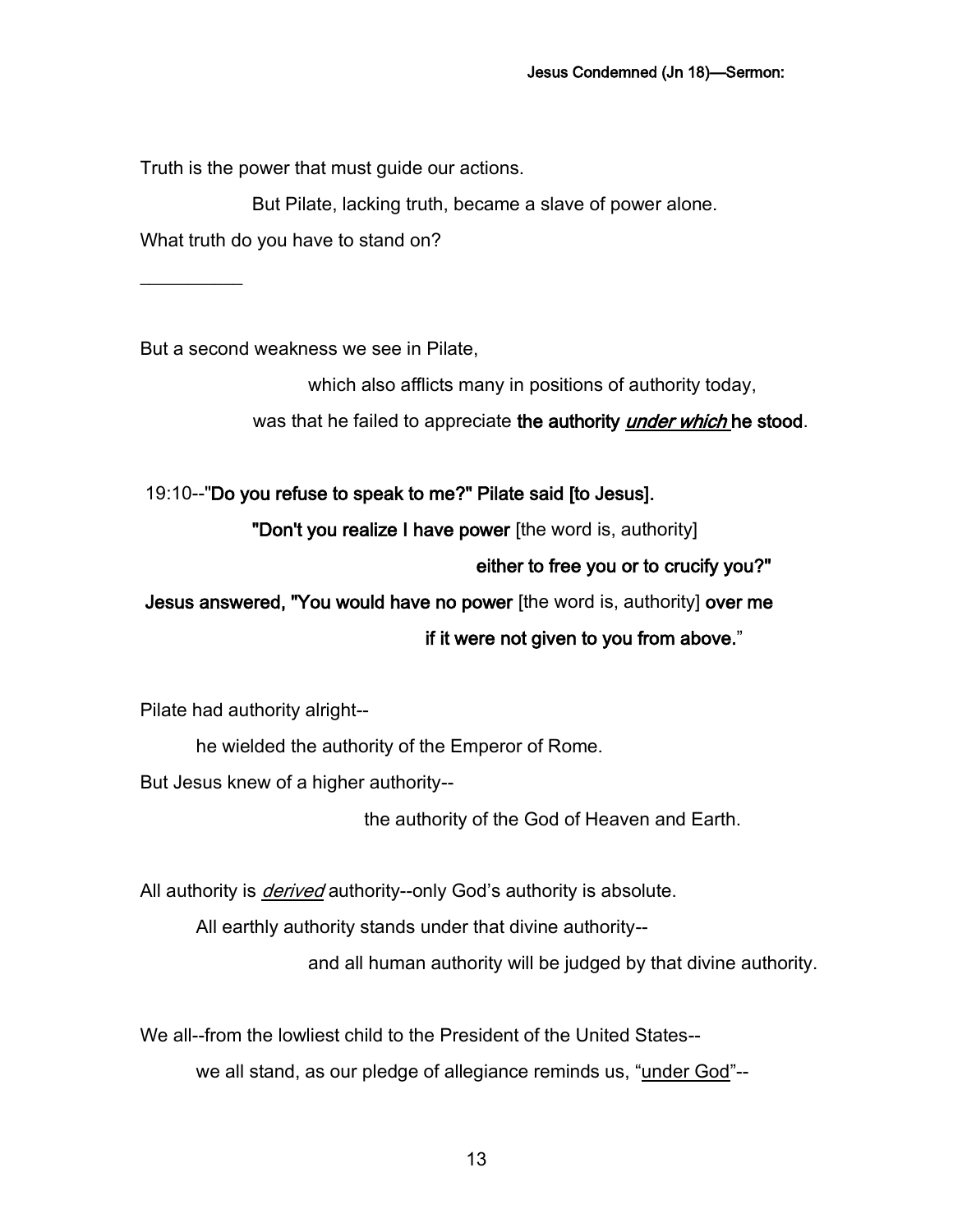Truth is the power that must guide our actions.

But Pilate, lacking truth, became a slave of power alone.

What truth do you have to stand on?

---

But a second weakness we see in Pilate,

which also afflicts many in positions of authority today,

was that he failed to appreciate **the authority *under which* he stood**.

19:10--"**Do you refuse to speak to me?" Pilate said [to Jesus].**

**"Don't you realize I have power** [the word is, authority]

**either to free you or to crucify you?"**

**Jesus answered, "You would have no power** [the word is, authority] **over me**

**if it were not given to you from above.**"

Pilate had authority alright--

he wielded the authority of the Emperor of Rome.

But Jesus knew of a higher authority--

the authority of the God of Heaven and Earth.

All authority is *derived* authority--only God's authority is absolute.

All earthly authority stands under that divine authority--

and all human authority will be judged by that divine authority.

We all--from the lowliest child to the President of the United States--

we all stand, as our pledge of allegiance reminds us, "under God"--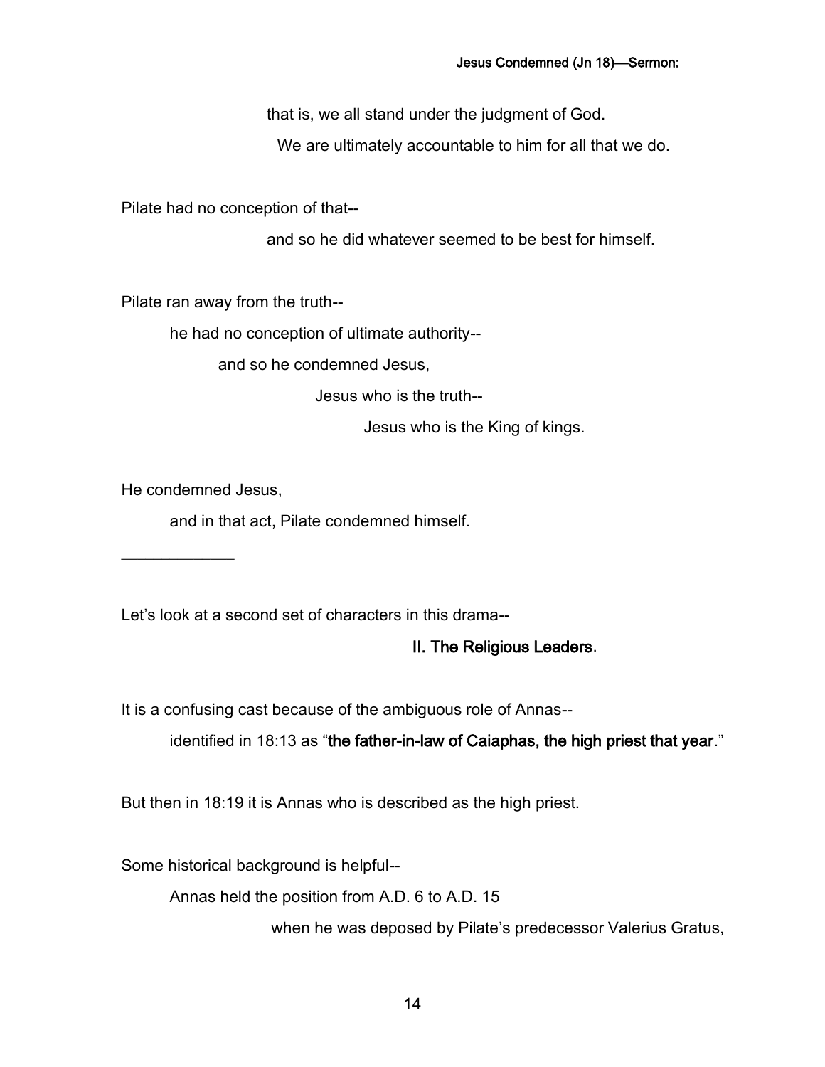that is, we all stand under the judgment of God.

We are ultimately accountable to him for all that we do.

Pilate had no conception of that--

and so he did whatever seemed to be best for himself.

Pilate ran away from the truth--

he had no conception of ultimate authority--

and so he condemned Jesus,

Jesus who is the truth--

Jesus who is the King of kings.

He condemned Jesus,

and in that act, Pilate condemned himself.

---

Let's look at a second set of characters in this drama--

**II. The Religious Leaders**.

It is a confusing cast because of the ambiguous role of Annas--

identified in 18:13 as "**the father-in-law of Caiaphas, the high priest that year**."

But then in 18:19 it is Annas who is described as the high priest.

Some historical background is helpful--

Annas held the position from A.D. 6 to A.D. 15

when he was deposed by Pilate's predecessor Valerius Gratus,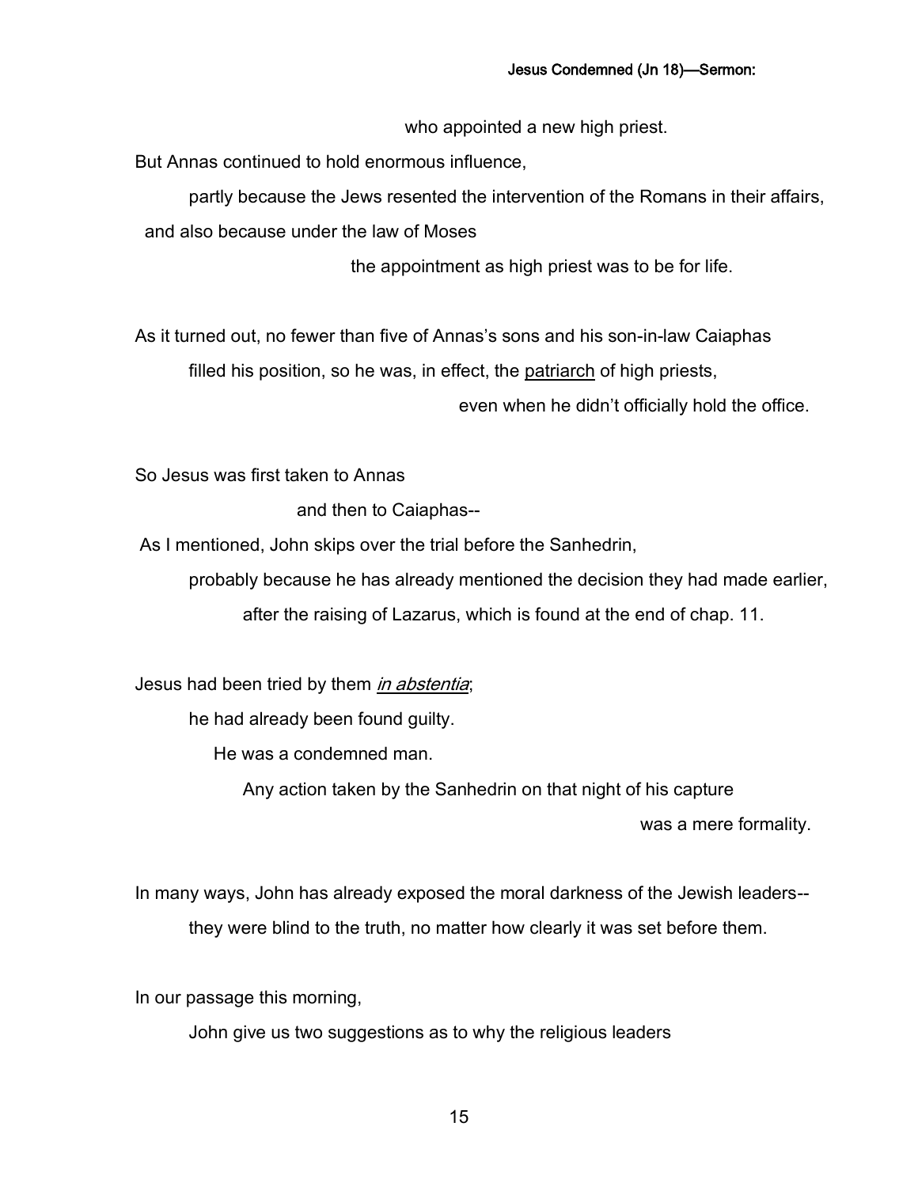who appointed a new high priest.

But Annas continued to hold enormous influence,

partly because the Jews resented the intervention of the Romans in their affairs,

and also because under the law of Moses

the appointment as high priest was to be for life.

As it turned out, no fewer than five of Annas's sons and his son-in-law Caiaphas

filled his position, so he was, in effect, the patriarch of high priests,

even when he didn't officially hold the office.

So Jesus was first taken to Annas

and then to Caiaphas--

As I mentioned, John skips over the trial before the Sanhedrin,

probably because he has already mentioned the decision they had made earlier,

after the raising of Lazarus, which is found at the end of chap. 11.

Jesus had been tried by them *in abstentia*;

he had already been found guilty.

He was a condemned man.

Any action taken by the Sanhedrin on that night of his capture

was a mere formality.

In many ways, John has already exposed the moral darkness of the Jewish leaders--

they were blind to the truth, no matter how clearly it was set before them.

In our passage this morning,

John give us two suggestions as to why the religious leaders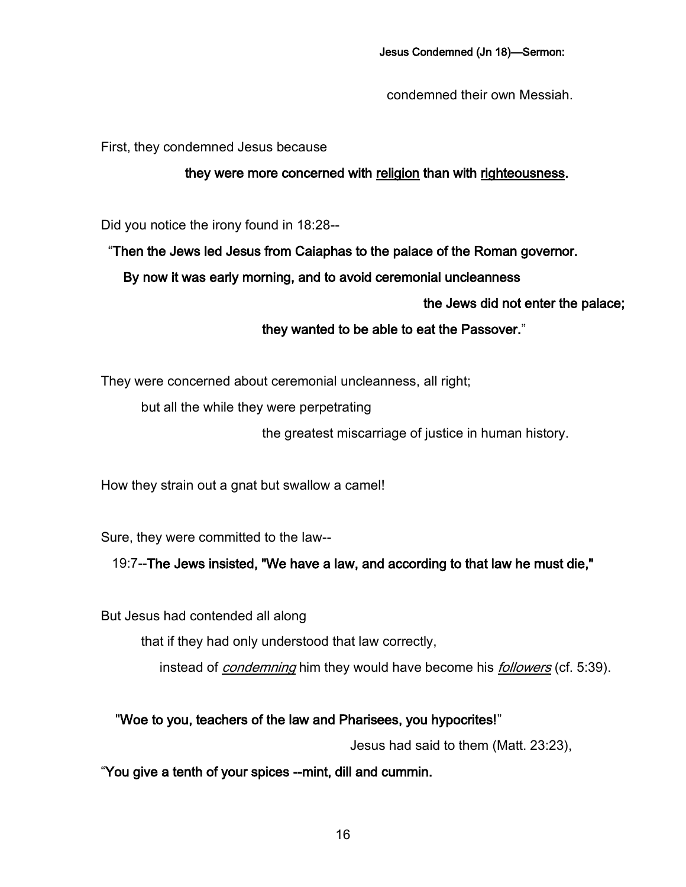condemned their own Messiah.

First, they condemned Jesus because

**they were more concerned with <u>religion</u> than with <u>righteousness</u>.**

Did you notice the irony found in 18:28--

"**Then the Jews led Jesus from Caiaphas to the palace of the Roman governor.**

**By now it was early morning, and to avoid ceremonial uncleanness**

**the Jews did not enter the palace;**

**they wanted to be able to eat the Passover.**"

They were concerned about ceremonial uncleanness, all right;

but all the while they were perpetrating

the greatest miscarriage of justice in human history.

How they strain out a gnat but swallow a camel!

Sure, they were committed to the law--

19:7--**The Jews insisted, "We have a law, and according to that law he must die,"**

But Jesus had contended all along

that if they had only understood that law correctly,

instead of *condemning* him they would have become his *followers* (cf. 5:39).

"**Woe to you, teachers of the law and Pharisees, you hypocrites!**"

Jesus had said to them (Matt. 23:23),

"**You give a tenth of your spices --mint, dill and cummin.**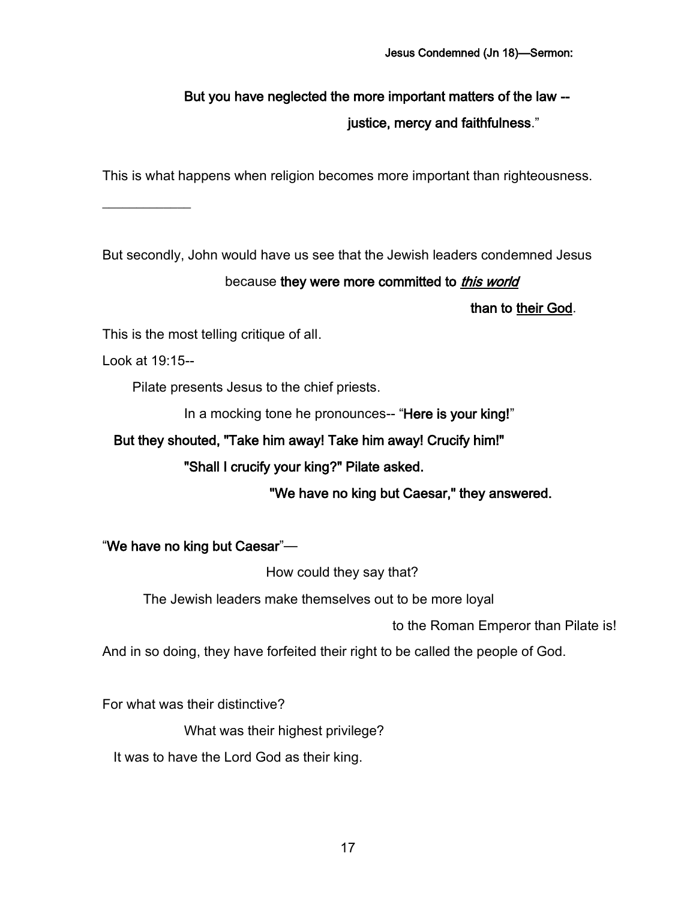**But you have neglected the more important matters of the law --**

**justice, mercy and faithfulness**."

This is what happens when religion becomes more important than righteousness.

\_\_\_\_\_\_\_\_\_\_\_\_

But secondly, John would have us see that the Jewish leaders condemned Jesus

because **they were more committed to *this world***

**than to their God**.

This is the most telling critique of all.

Look at 19:15--

Pilate presents Jesus to the chief priests.

In a mocking tone he pronounces-- "**Here is your king!**"

**But they shouted, "Take him away! Take him away! Crucify him!"**

**"Shall I crucify your king?" Pilate asked.**

**"We have no king but Caesar," they answered.**

"**We have no king but Caesar**"—

How could they say that?

The Jewish leaders make themselves out to be more loyal

to the Roman Emperor than Pilate is!

And in so doing, they have forfeited their right to be called the people of God.

For what was their distinctive?

What was their highest privilege?

It was to have the Lord God as their king.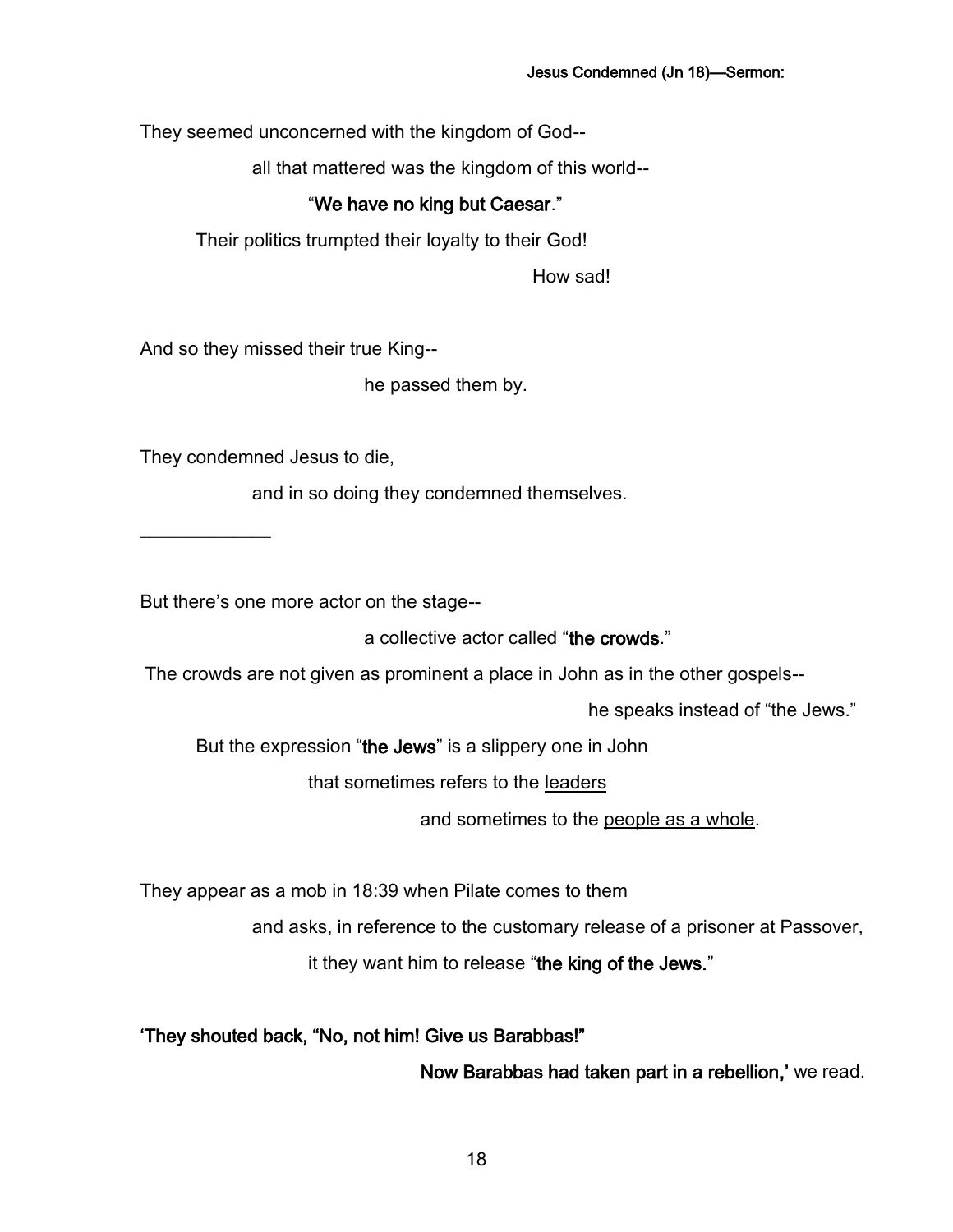They seemed unconcerned with the kingdom of God--

all that mattered was the kingdom of this world--

"**We have no king but Caesar**."

Their politics trumpted their loyalty to their God!

How sad!

And so they missed their true King--

he passed them by.

They condemned Jesus to die,

and in so doing they condemned themselves.

---

But there's one more actor on the stage--

a collective actor called "**the crowds**."

The crowds are not given as prominent a place in John as in the other gospels--

he speaks instead of "the Jews."

But the expression "**the Jews**" is a slippery one in John

that sometimes refers to the <u>leaders</u>

and sometimes to the <u>people as a whole</u>.

They appear as a mob in 18:39 when Pilate comes to them

and asks, in reference to the customary release of a prisoner at Passover,

it they want him to release "**the king of the Jews.**"

**'They shouted back, "No, not him! Give us Barabbas!"**

**Now Barabbas had taken part in a rebellion,'** we read.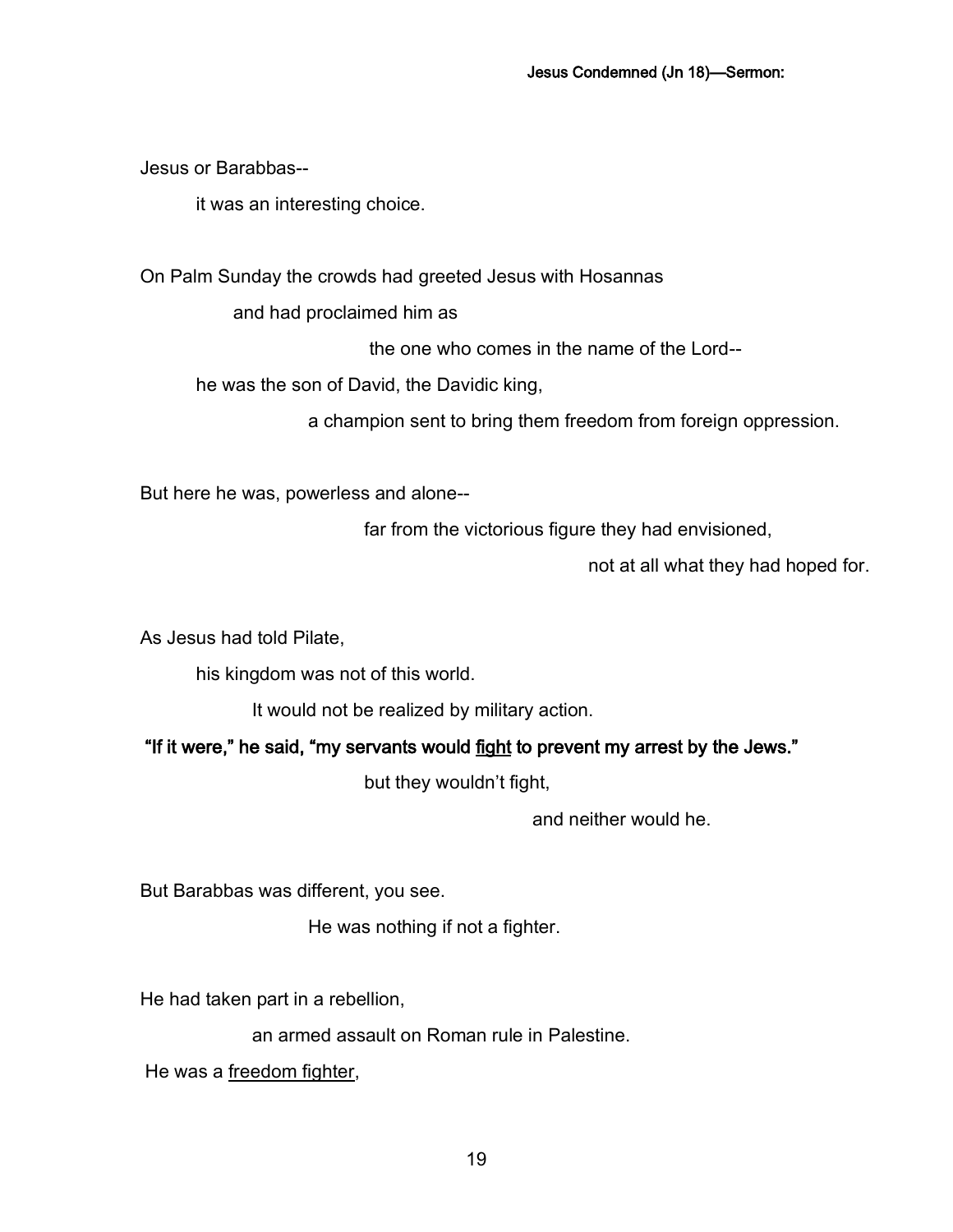Jesus or Barabbas--

it was an interesting choice.

On Palm Sunday the crowds had greeted Jesus with Hosannas

and had proclaimed him as

the one who comes in the name of the Lord--

he was the son of David, the Davidic king,

a champion sent to bring them freedom from foreign oppression.

But here he was, powerless and alone--

far from the victorious figure they had envisioned,

not at all what they had hoped for.

As Jesus had told Pilate,

his kingdom was not of this world.

It would not be realized by military action.

**"If it were," he said, "my servants would <u>fight</u> to prevent my arrest by the Jews."**

but they wouldn't fight,

and neither would he.

But Barabbas was different, you see.

He was nothing if not a fighter.

He had taken part in a rebellion,

an armed assault on Roman rule in Palestine.

He was a <u>freedom fighter</u>,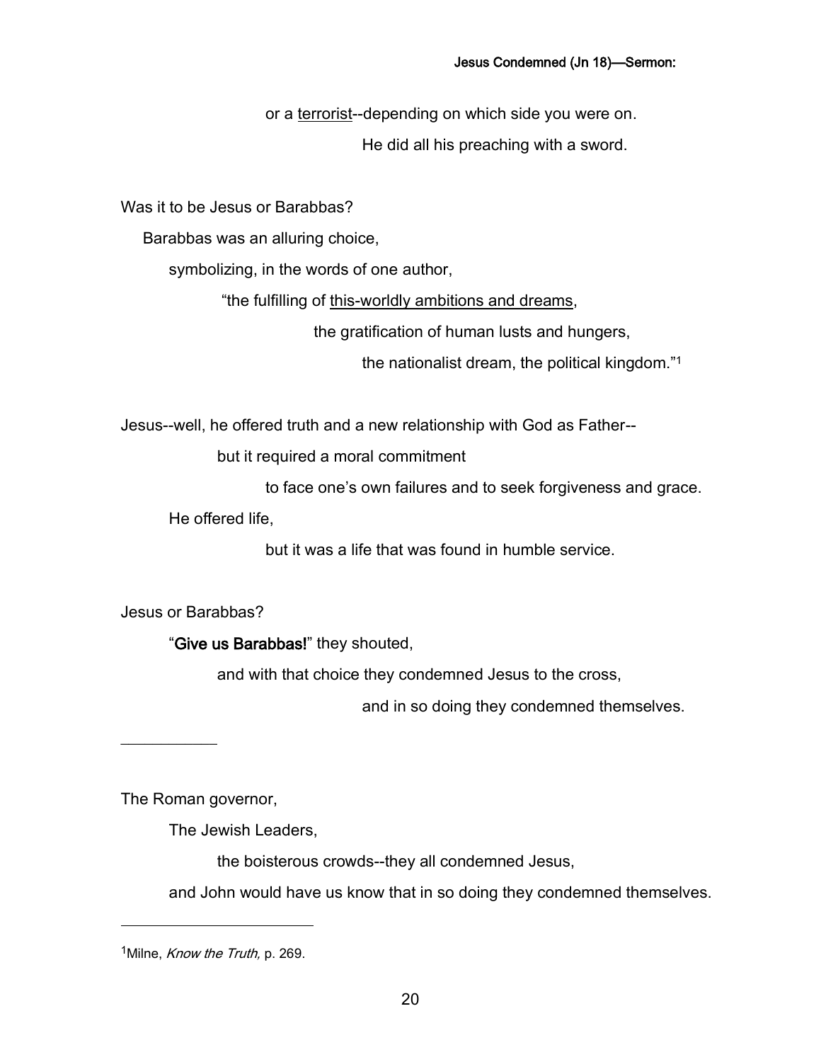or a terrorist--depending on which side you were on.

He did all his preaching with a sword.

Was it to be Jesus or Barabbas?

Barabbas was an alluring choice,

symbolizing, in the words of one author,

"the fulfilling of this-worldly ambitions and dreams,

the gratification of human lusts and hungers,

the nationalist dream, the political kingdom."[1]

Jesus--well, he offered truth and a new relationship with God as Father--

but it required a moral commitment

to face one's own failures and to seek forgiveness and grace.

He offered life,

but it was a life that was found in humble service.

Jesus or Barabbas?

"**Give us Barabbas!**" they shouted,

and with that choice they condemned Jesus to the cross,

and in so doing they condemned themselves.

---

The Roman governor,

The Jewish Leaders,

the boisterous crowds--they all condemned Jesus,

and John would have us know that in so doing they condemned themselves.

[1]Milne, *Know the Truth,* p. 269.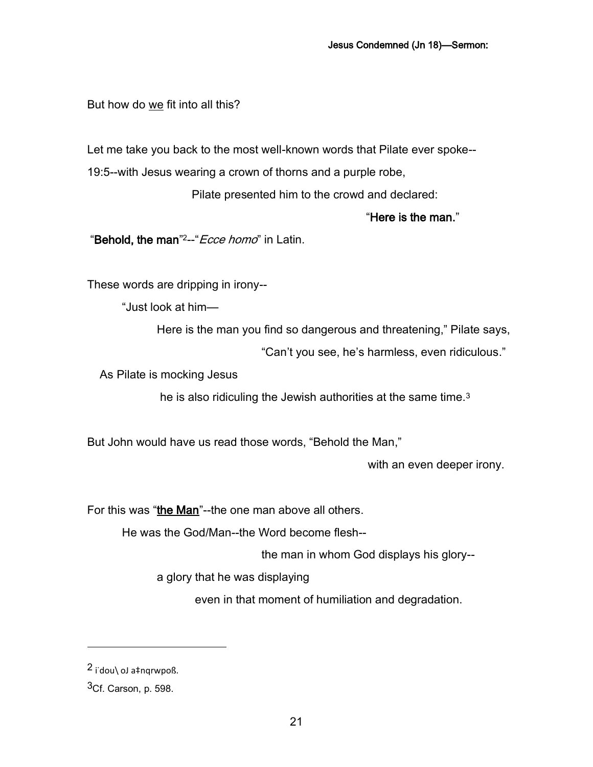But how do <u>we</u> fit into all this?

Let me take you back to the most well-known words that Pilate ever spoke--

19:5--with Jesus wearing a crown of thorns and a purple robe,

Pilate presented him to the crowd and declared:

"**Here is the man.**"

"**Behold, the man**"[2]--"*Ecce homo*" in Latin.

These words are dripping in irony--

"Just look at him—

Here is the man you find so dangerous and threatening," Pilate says,

"Can't you see, he's harmless, even ridiculous."

As Pilate is mocking Jesus

he is also ridiculing the Jewish authorities at the same time.[3]

But John would have us read those words, "Behold the Man,"

with an even deeper irony.

For this was "**<u>the Man</u>**"--the one man above all others.

He was the God/Man--the Word become flesh--

the man in whom God displays his glory--

a glory that he was displaying

even in that moment of humiliation and degradation.

---

[2] i¨dou\ oJ a‡nqrwpoß.

[3] Cf. Carson, p. 598.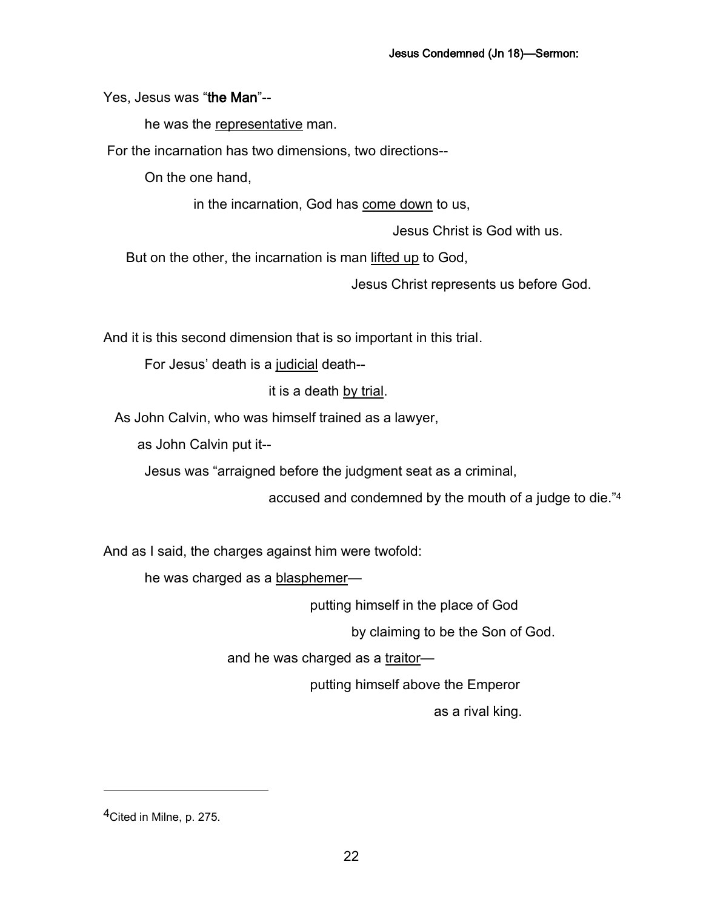Yes, Jesus was "**the Man**"--

he was the representative man.

For the incarnation has two dimensions, two directions--

On the one hand,

in the incarnation, God has come down to us,

Jesus Christ is God with us.

But on the other, the incarnation is man lifted up to God,

Jesus Christ represents us before God.

And it is this second dimension that is so important in this trial.

For Jesus' death is a judicial death--

it is a death by trial.

As John Calvin, who was himself trained as a lawyer,

as John Calvin put it--

Jesus was "arraigned before the judgment seat as a criminal,

accused and condemned by the mouth of a judge to die."[4]

And as I said, the charges against him were twofold:

he was charged as a blasphemer—

putting himself in the place of God

by claiming to be the Son of God.

and he was charged as a traitor—

putting himself above the Emperor

as a rival king.

---

[4]Cited in Milne, p. 275.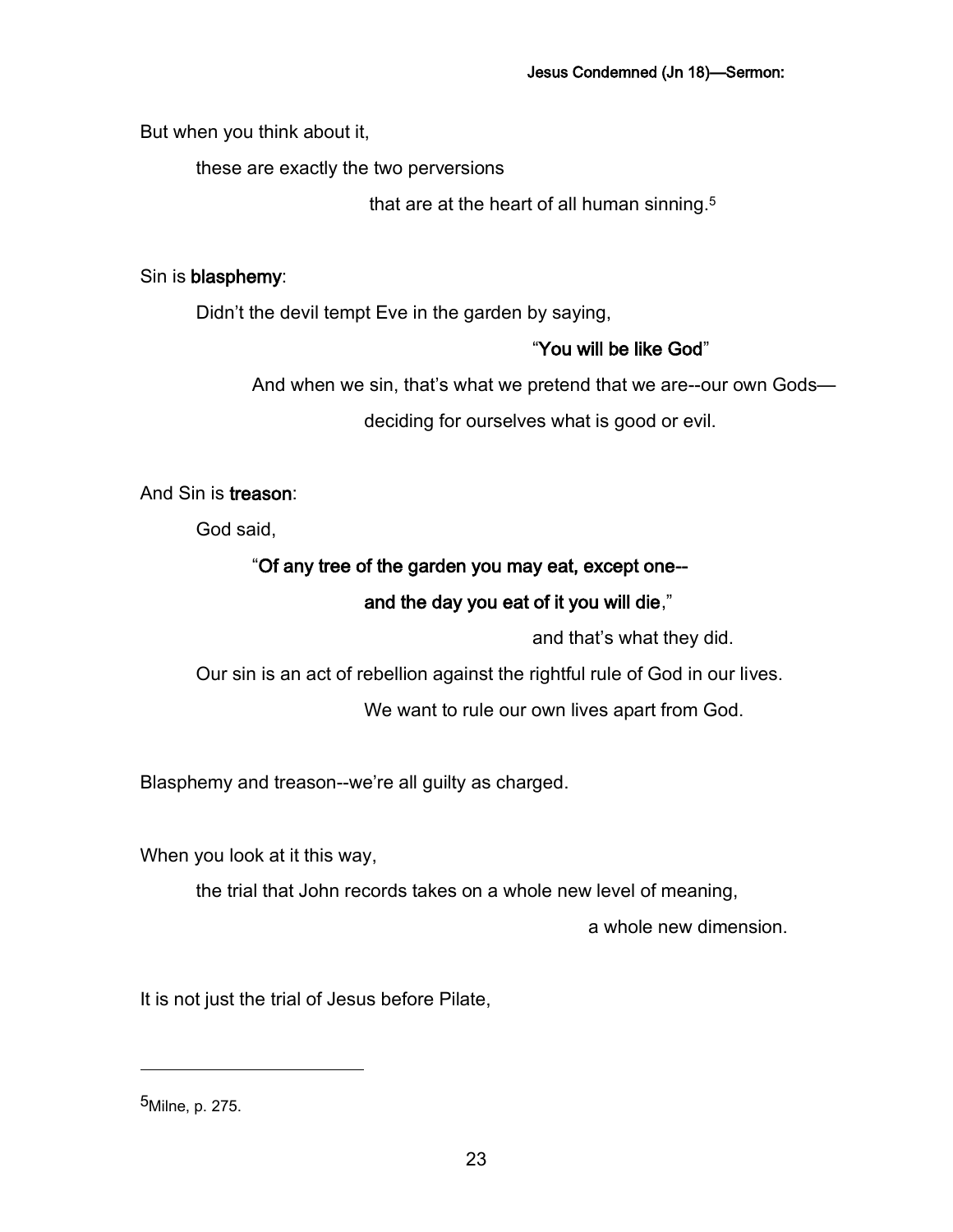But when you think about it,

these are exactly the two perversions

that are at the heart of all human sinning.[5]

Sin is **blasphemy**:

Didn't the devil tempt Eve in the garden by saying,

"**You will be like God**"

And when we sin, that's what we pretend that we are--our own Gods—

deciding for ourselves what is good or evil.

And Sin is **treason**:

God said,

"**Of any tree of the garden you may eat, except one--**

**and the day you eat of it you will die**,"

and that's what they did.

Our sin is an act of rebellion against the rightful rule of God in our lives.

We want to rule our own lives apart from God.

Blasphemy and treason--we're all guilty as charged.

When you look at it this way,

the trial that John records takes on a whole new level of meaning,

a whole new dimension.

It is not just the trial of Jesus before Pilate,

---

[5] Milne, p. 275.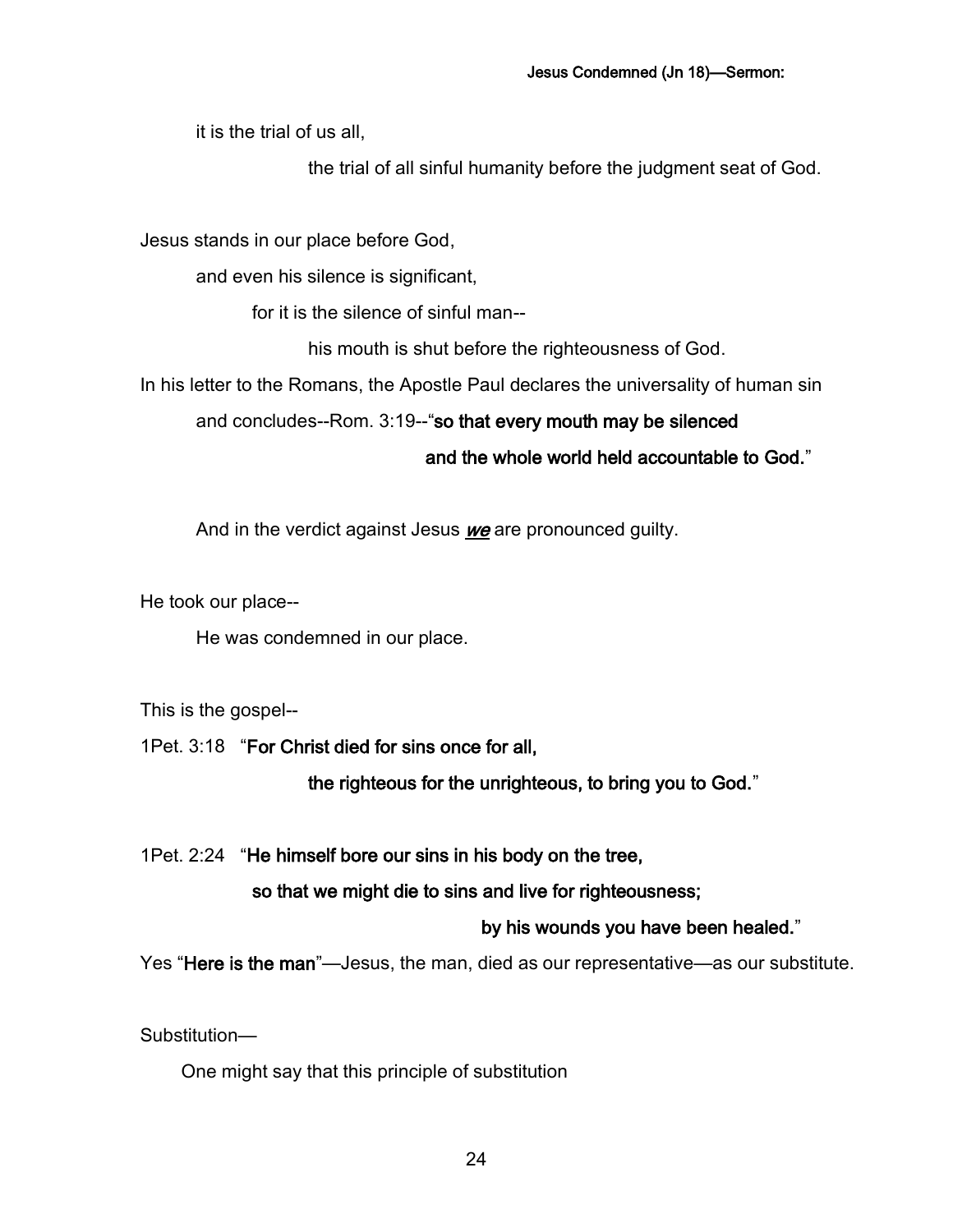it is the trial of us all,

the trial of all sinful humanity before the judgment seat of God.

Jesus stands in our place before God,

and even his silence is significant,

for it is the silence of sinful man--

his mouth is shut before the righteousness of God.

In his letter to the Romans, the Apostle Paul declares the universality of human sin

and concludes--Rom. 3:19--"**so that every mouth may be silenced**

**and the whole world held accountable to God.**"

And in the verdict against Jesus ***we*** are pronounced guilty.

He took our place--

He was condemned in our place.

This is the gospel--

1Pet. 3:18 "**For Christ died for sins once for all,**

**the righteous for the unrighteous, to bring you to God.**"

1Pet. 2:24 "**He himself bore our sins in his body on the tree,**

**so that we might die to sins and live for righteousness;**

**by his wounds you have been healed.**"

Yes "**Here is the man**"—Jesus, the man, died as our representative—as our substitute.

Substitution—

One might say that this principle of substitution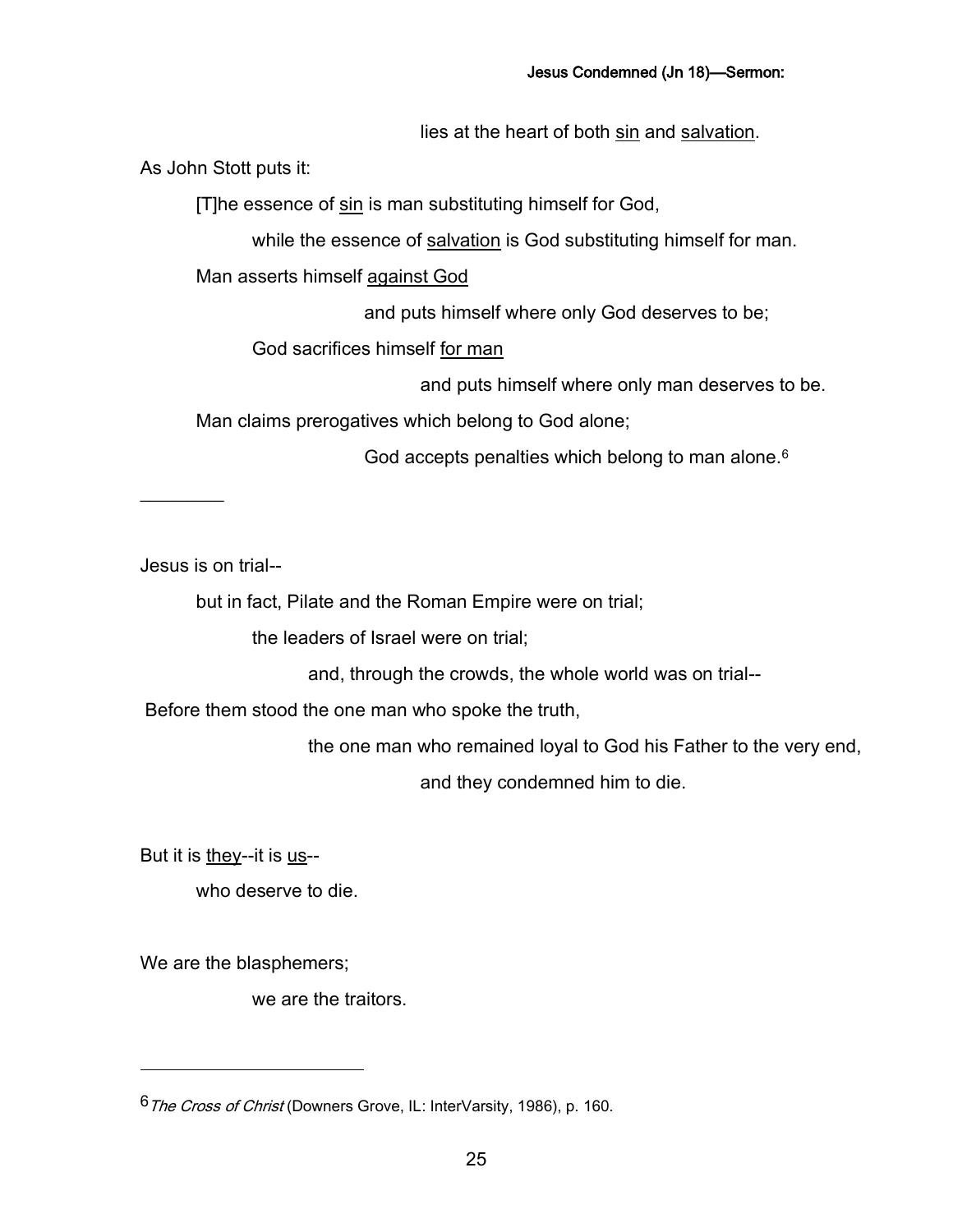lies at the heart of both sin and salvation.

As John Stott puts it:

[T]he essence of sin is man substituting himself for God,

while the essence of salvation is God substituting himself for man.

Man asserts himself against God

and puts himself where only God deserves to be;

God sacrifices himself for man

and puts himself where only man deserves to be.

Man claims prerogatives which belong to God alone;

God accepts penalties which belong to man alone.[6]

---

Jesus is on trial--

but in fact, Pilate and the Roman Empire were on trial;

the leaders of Israel were on trial;

and, through the crowds, the whole world was on trial--

Before them stood the one man who spoke the truth,

the one man who remained loyal to God his Father to the very end,

and they condemned him to die.

But it is they--it is us--

who deserve to die.

We are the blasphemers;

we are the traitors.

[6] *The Cross of Christ* (Downers Grove, IL: InterVarsity, 1986), p. 160.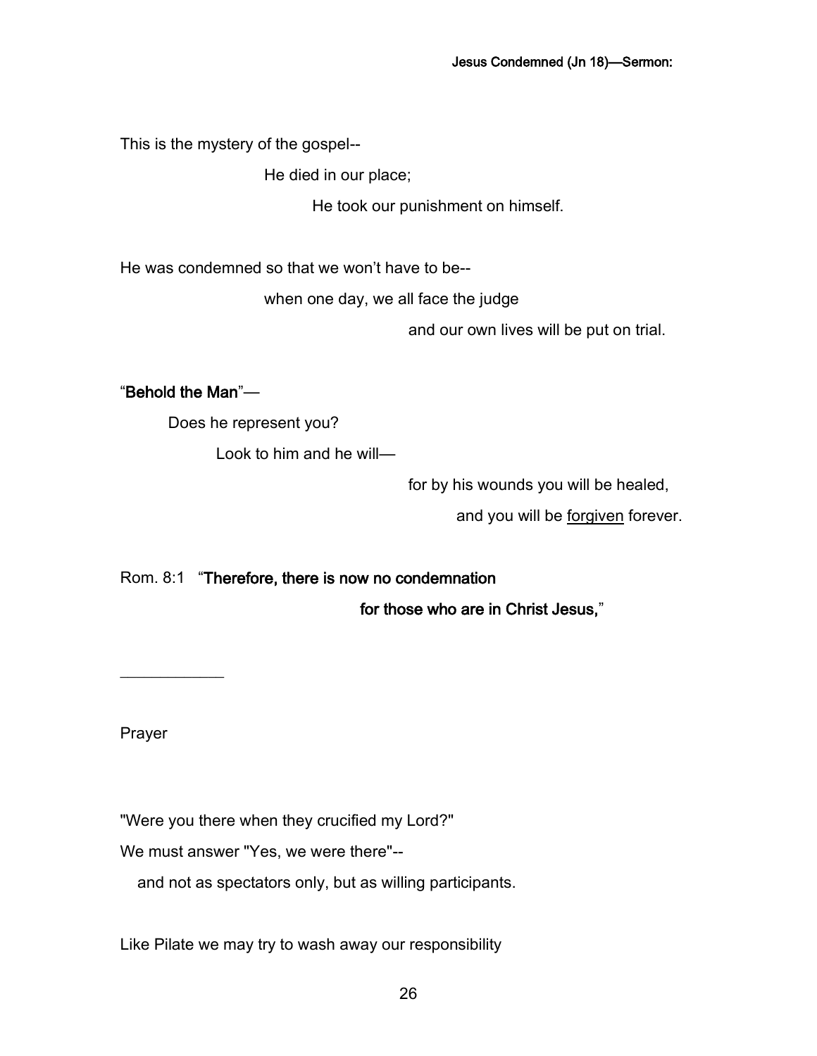This is the mystery of the gospel--

He died in our place;

He took our punishment on himself.

He was condemned so that we won't have to be--

when one day, we all face the judge

and our own lives will be put on trial.

"**Behold the Man**"—

Does he represent you?

Look to him and he will—

for by his wounds you will be healed,

and you will be forgiven forever.

Rom. 8:1 "**Therefore, there is now no condemnation**

**for those who are in Christ Jesus,**"

---

Prayer

"Were you there when they crucified my Lord?"

We must answer "Yes, we were there"--

and not as spectators only, but as willing participants.

Like Pilate we may try to wash away our responsibility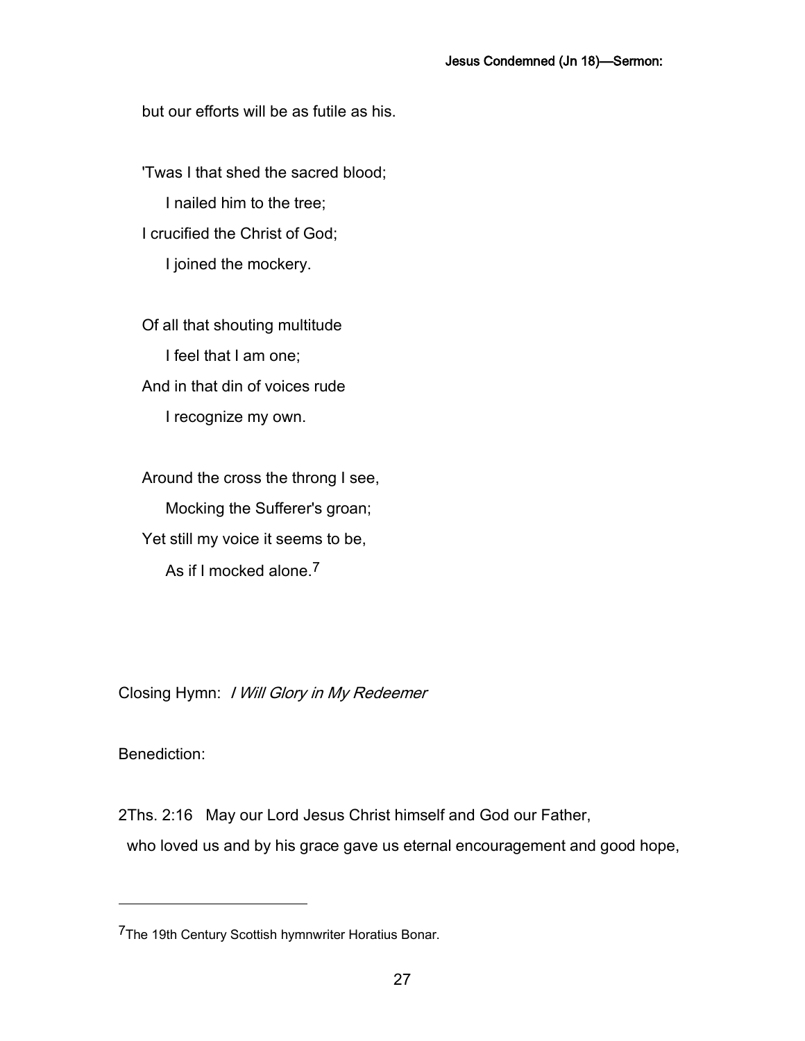but our efforts will be as futile as his.

'Twas I that shed the sacred blood;
    I nailed him to the tree;
I crucified the Christ of God;
    I joined the mockery.

Of all that shouting multitude
    I feel that I am one;
And in that din of voices rude
    I recognize my own.

Around the cross the throng I see,
    Mocking the Sufferer's groan;
Yet still my voice it seems to be,
    As if I mocked alone.[7]

Closing Hymn: *I Will Glory in My Redeemer*

Benediction:

2Ths. 2:16 May our Lord Jesus Christ himself and God our Father,
  who loved us and by his grace gave us eternal encouragement and good hope,

---

[7]The 19th Century Scottish hymnwriter Horatius Bonar.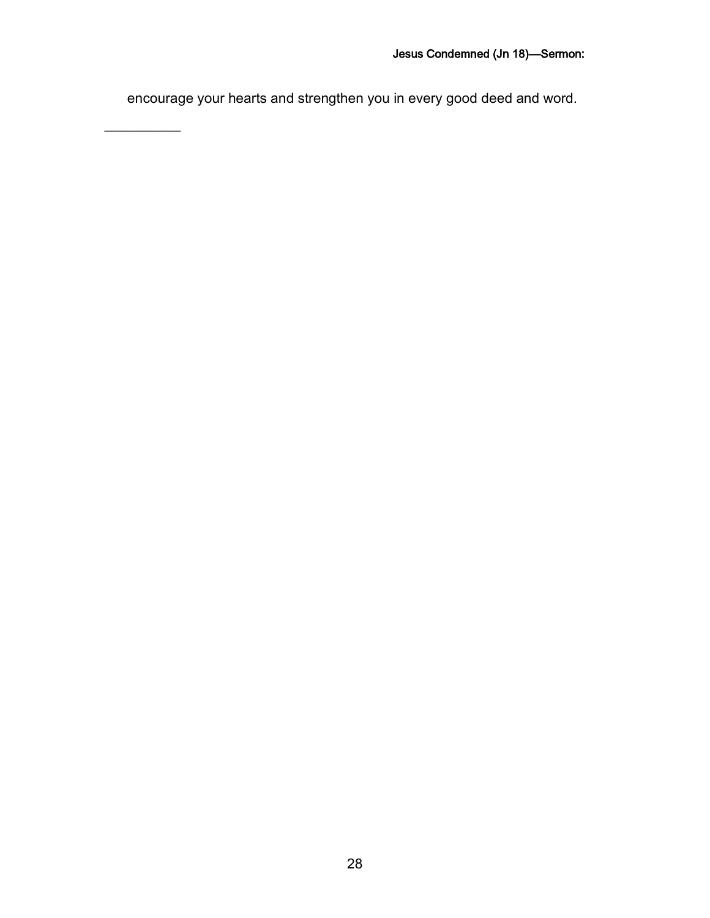encourage your hearts and strengthen you in every good deed and word.

---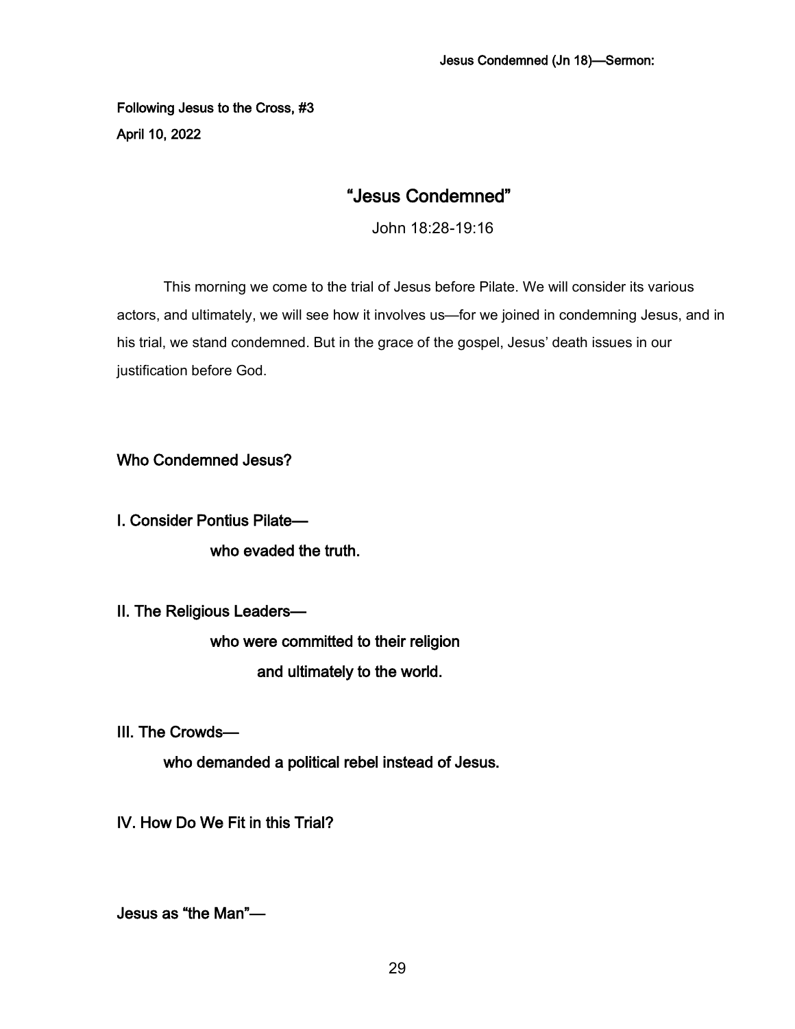**Following Jesus to the Cross, #3**
**April 10, 2022**

# "Jesus Condemned"

John 18:28-19:16

This morning we come to the trial of Jesus before Pilate. We will consider its various actors, and ultimately, we will see how it involves us—for we joined in condemning Jesus, and in his trial, we stand condemned. But in the grace of the gospel, Jesus' death issues in our justification before God.

## Who Condemned Jesus?

**I. Consider Pontius Pilate—**

**who evaded the truth.**

**II. The Religious Leaders—**

**who were committed to their religion**

**and ultimately to the world.**

**III. The Crowds—**

**who demanded a political rebel instead of Jesus.**

**IV. How Do We Fit in this Trial?**

## Jesus as "the Man"—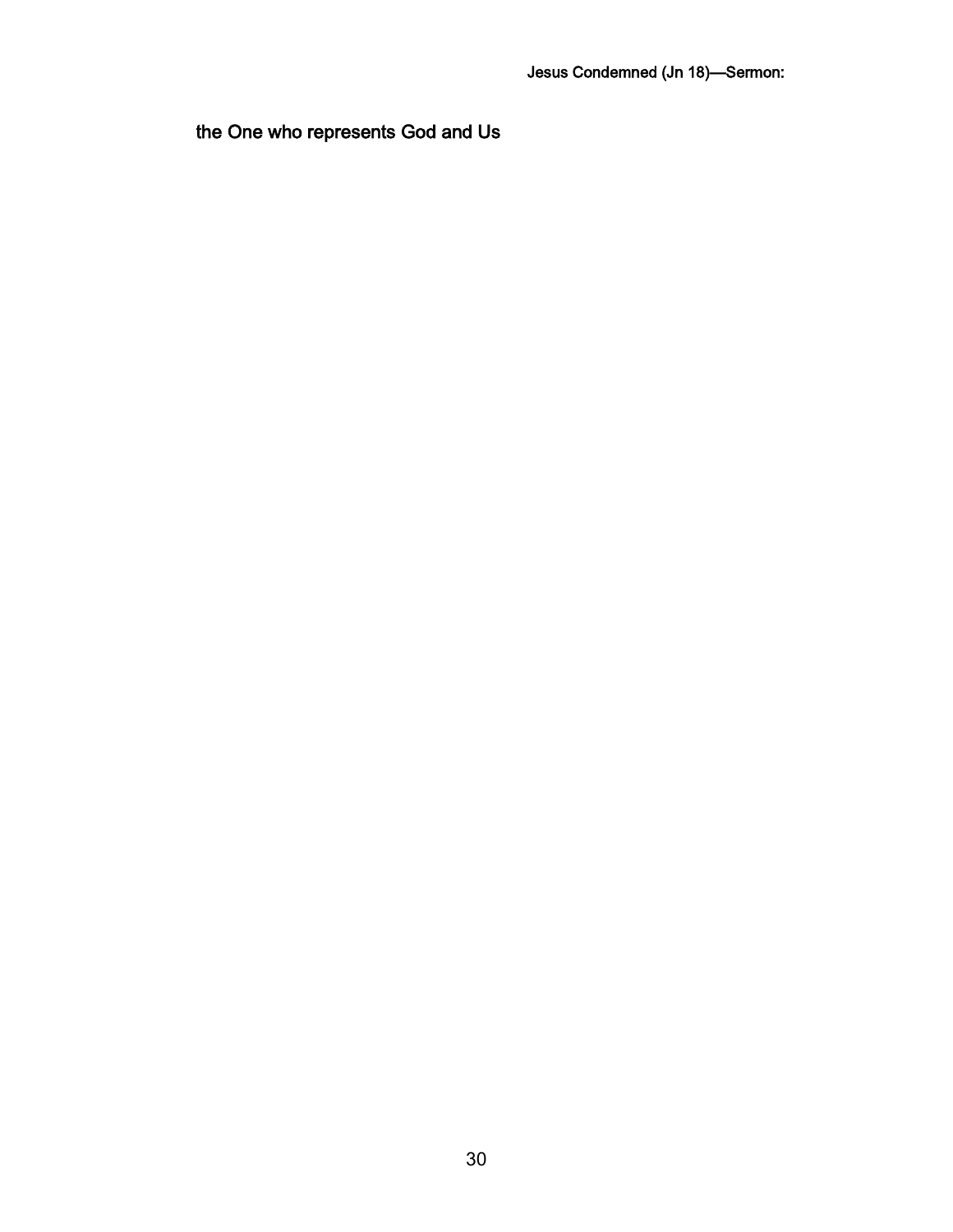the One who represents God and Us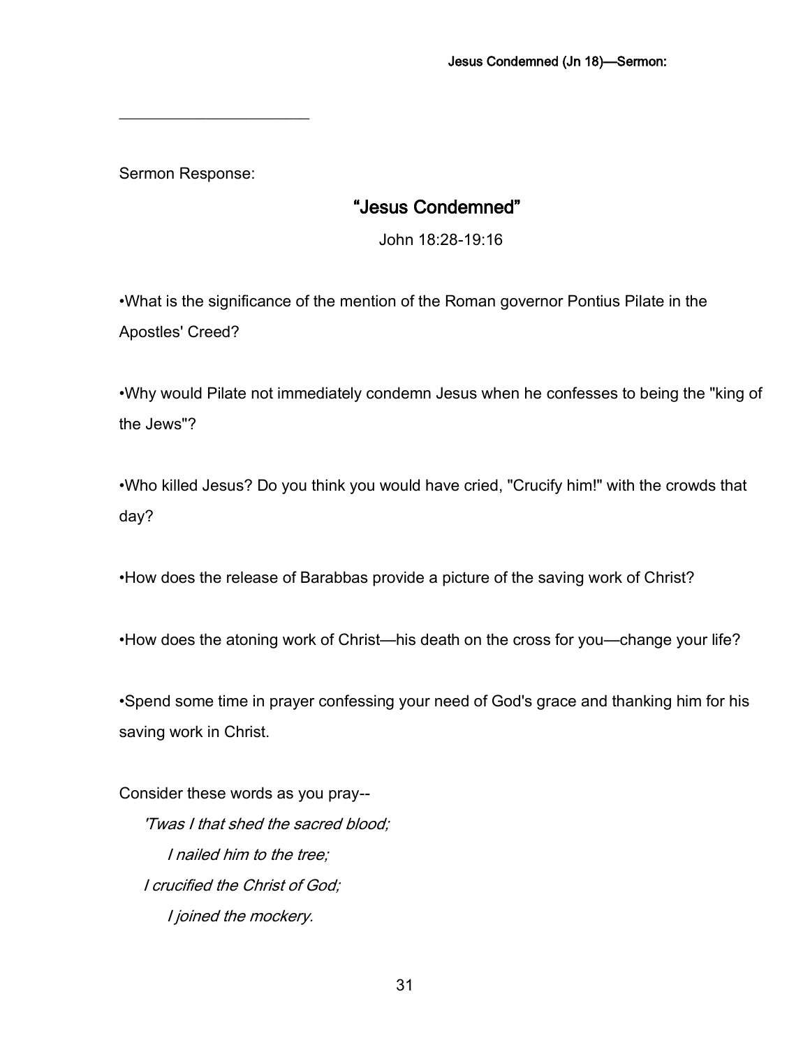______________________

Sermon Response:

## “Jesus Condemned”

John 18:28-19:16

•What is the significance of the mention of the Roman governor Pontius Pilate in the Apostles' Creed?

•Why would Pilate not immediately condemn Jesus when he confesses to being the "king of the Jews"?

•Who killed Jesus? Do you think you would have cried, "Crucify him!" with the crowds that day?

•How does the release of Barabbas provide a picture of the saving work of Christ?

•How does the atoning work of Christ—his death on the cross for you—change your life?

•Spend some time in prayer confessing your need of God's grace and thanking him for his saving work in Christ.

Consider these words as you pray--

*'Twas I that shed the sacred blood;*
*I nailed him to the tree;*
*I crucified the Christ of God;*
*I joined the mockery.*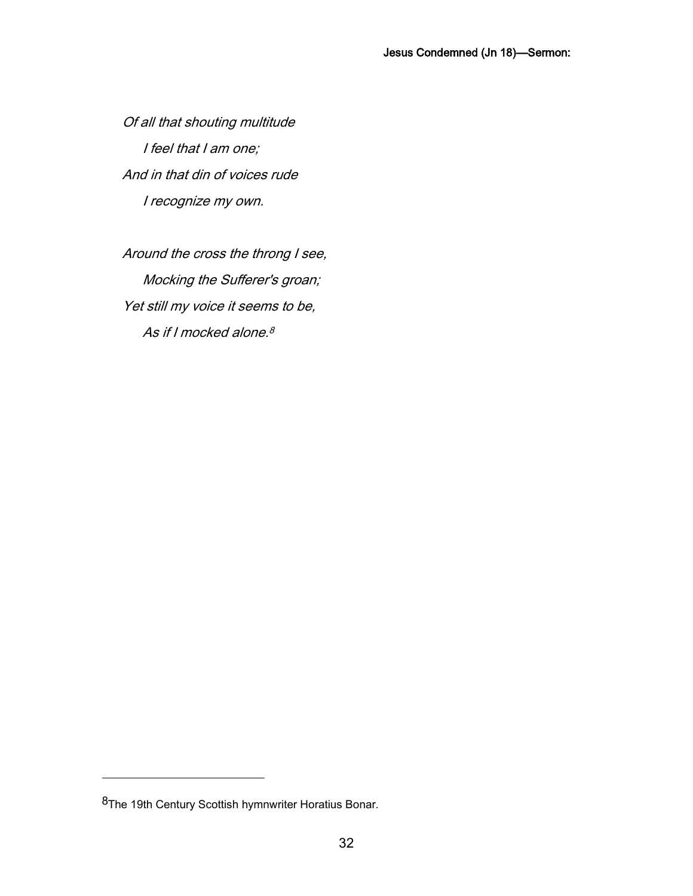*Of all that shouting multitude*
*I feel that I am one;*
*And in that din of voices rude*
*I recognize my own.*

*Around the cross the throng I see,*
*Mocking the Sufferer's groan;*
*Yet still my voice it seems to be,*
*As if I mocked alone.*[8]

---

[8]The 19th Century Scottish hymnwriter Horatius Bonar.